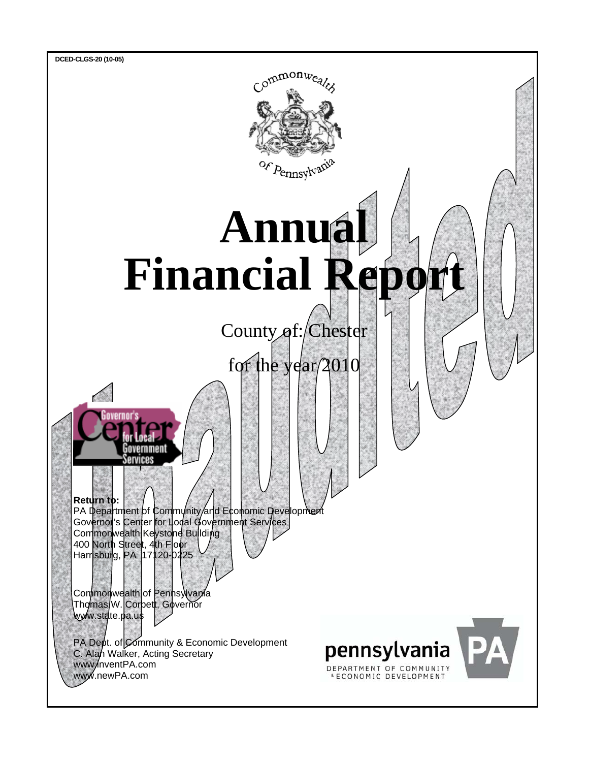DCED-CLGS-20 (10-05)

Commonwealth of Pennsylvania

# Annual Financial Report

County of: Chester

for the year 2010

Unaudited

**Return to:**
PA Department of Community and Economic Development
Governor's Center for Local Government Services
Commonwealth Keystone Building
400 North Street, 4th Floor
Harrisburg, PA 17120-0225

Commonwealth of Pennsylvania
Thomas W. Corbett, Governor
www.state.pa.us

PA Dept. of Community & Economic Development
C. Alan Walker, Acting Secretary
www.inventPA.com
www.newPA.com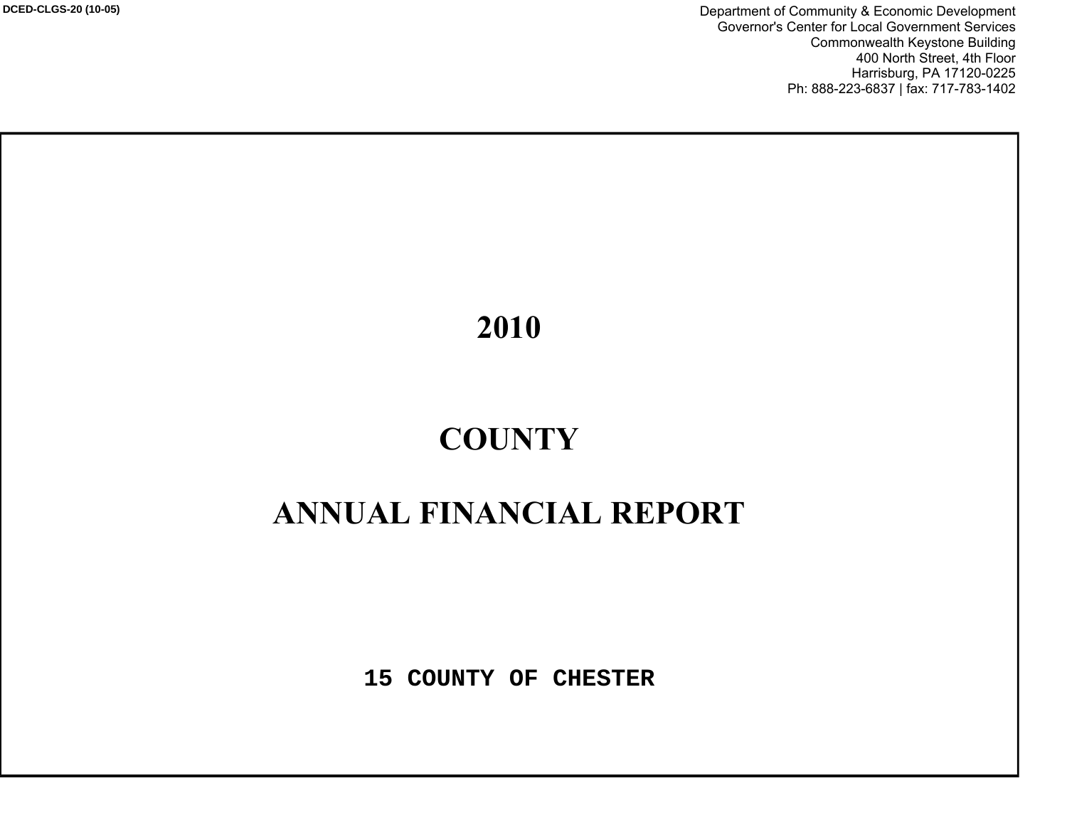DCED-CLGS-20 (10-05)

Department of Community & Economic Development
Governor's Center for Local Government Services
Commonwealth Keystone Building
400 North Street, 4th Floor
Harrisburg, PA 17120-0225
Ph: 888-223-6837 | fax: 717-783-1402

# 2010

# COUNTY

# ANNUAL FINANCIAL REPORT

**15 COUNTY OF CHESTER**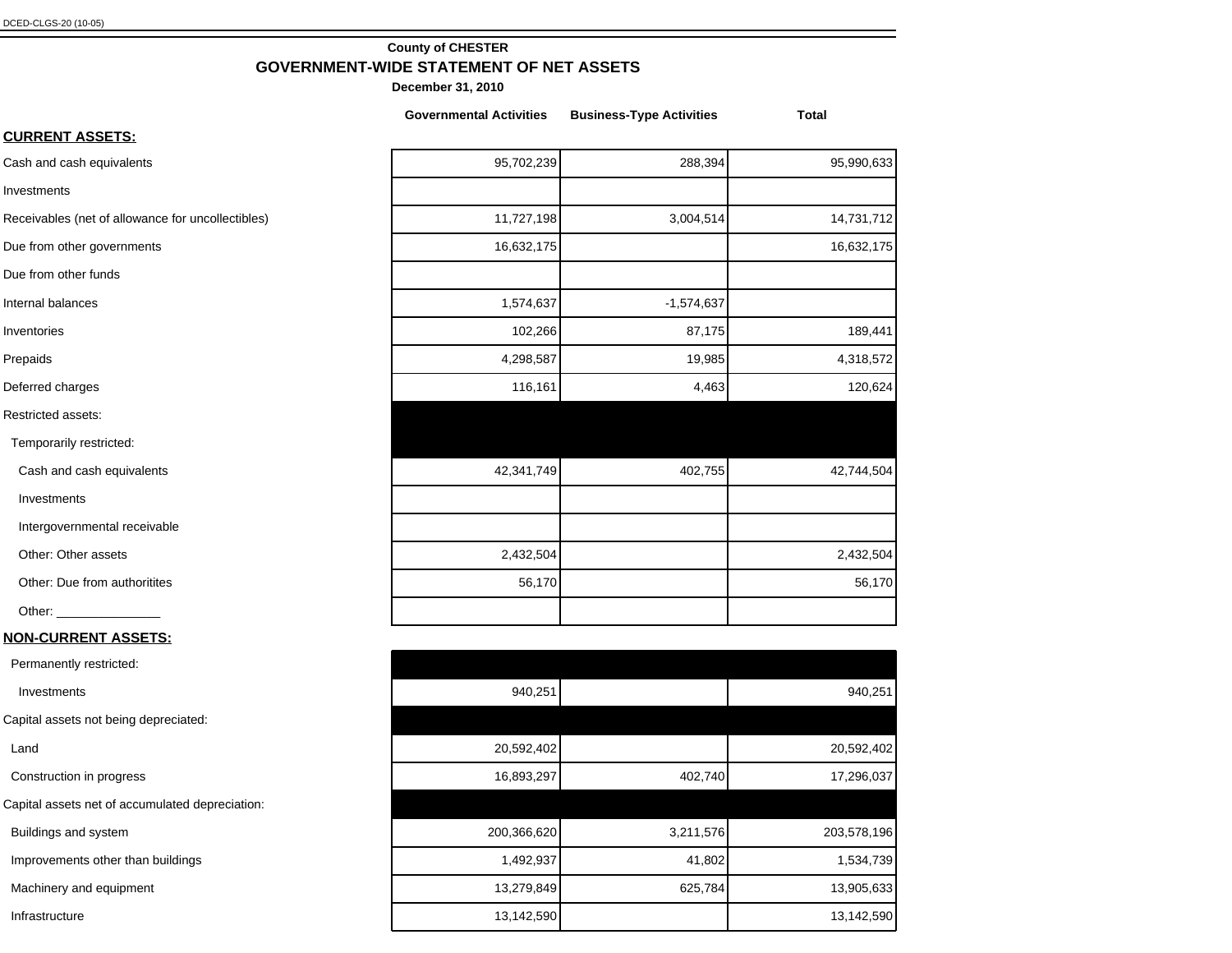DCED-CLGS-20 (10-05)

**County of CHESTER**

## GOVERNMENT-WIDE STATEMENT OF NET ASSETS

**December 31, 2010**

| | Governmental Activities | Business-Type Activities | Total |
|---|---|---|---|
| **CURRENT ASSETS:** | | | |
| Cash and cash equivalents | 95,702,239 | 288,394 | 95,990,633 |
| Investments | | | |
| Receivables (net of allowance for uncollectibles) | 11,727,198 | 3,004,514 | 14,731,712 |
| Due from other governments | 16,632,175 | | 16,632,175 |
| Due from other funds | | | |
| Internal balances | 1,574,637 | -1,574,637 | |
| Inventories | 102,266 | 87,175 | 189,441 |
| Prepaids | 4,298,587 | 19,985 | 4,318,572 |
| Deferred charges | 116,161 | 4,463 | 120,624 |
| Restricted assets: | | | |
| Temporarily restricted: | | | |
| Cash and cash equivalents | 42,341,749 | 402,755 | 42,744,504 |
| Investments | | | |
| Intergovernmental receivable | | | |
| Other: Other assets | 2,432,504 | | 2,432,504 |
| Other: Due from authoritites | 56,170 | | 56,170 |
| Other: _______________ | | | |
| **NON-CURRENT ASSETS:** | | | |
| Permanently restricted: | | | |
| Investments | 940,251 | | 940,251 |
| Capital assets not being depreciated: | | | |
| Land | 20,592,402 | | 20,592,402 |
| Construction in progress | 16,893,297 | 402,740 | 17,296,037 |
| Capital assets net of accumulated depreciation: | | | |
| Buildings and system | 200,366,620 | 3,211,576 | 203,578,196 |
| Improvements other than buildings | 1,492,937 | 41,802 | 1,534,739 |
| Machinery and equipment | 13,279,849 | 625,784 | 13,905,633 |
| Infrastructure | 13,142,590 | | 13,142,590 |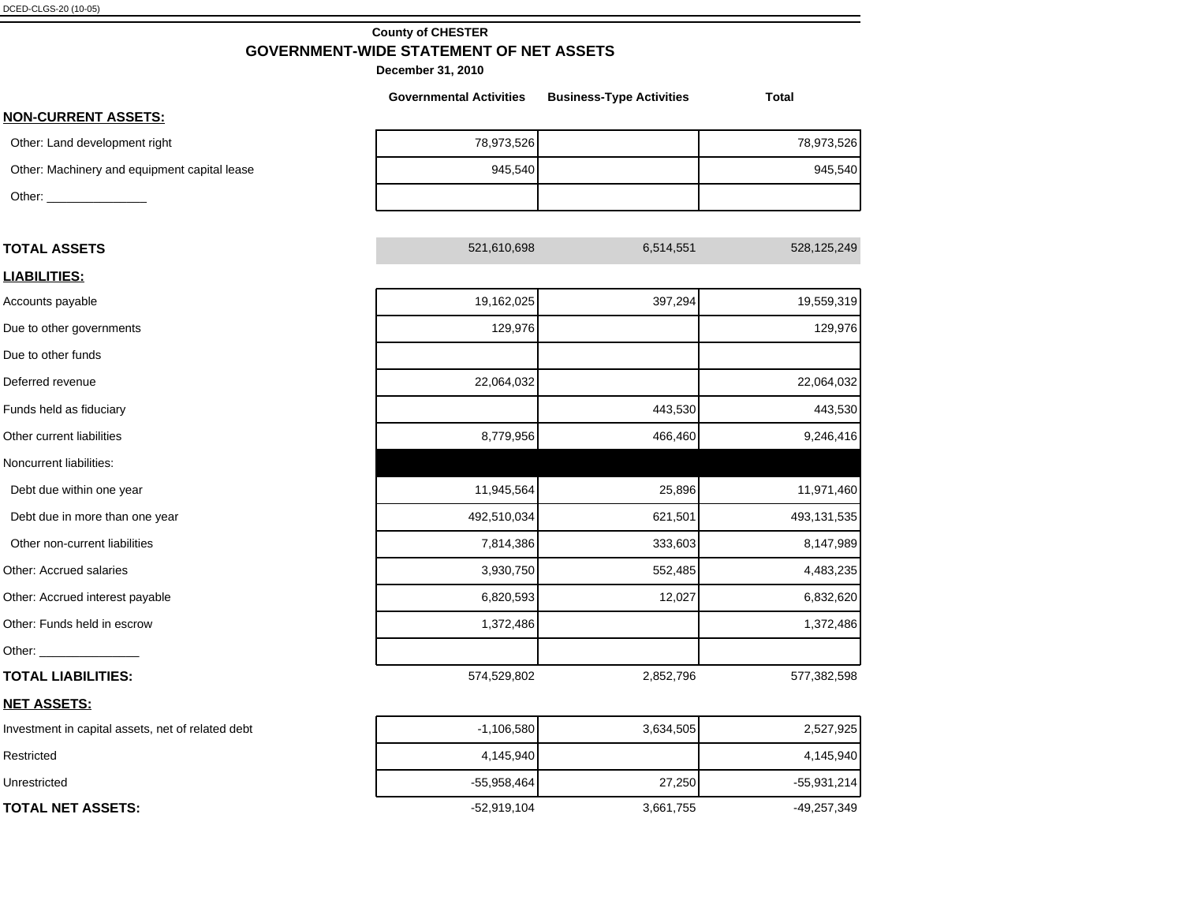DCED-CLGS-20 (10-05)

**County of CHESTER**

## GOVERNMENT-WIDE STATEMENT OF NET ASSETS

**December 31, 2010**

| | Governmental Activities | Business-Type Activities | Total |
|---|---|---|---|
| **NON-CURRENT ASSETS:** | | | |
| Other: Land development right | 78,973,526 | | 78,973,526 |
| Other: Machinery and equipment capital lease | 945,540 | | 945,540 |
| Other: _______________ | | | |
| **TOTAL ASSETS** | 521,610,698 | 6,514,551 | 528,125,249 |
| **LIABILITIES:** | | | |
| Accounts payable | 19,162,025 | 397,294 | 19,559,319 |
| Due to other governments | 129,976 | | 129,976 |
| Due to other funds | | | |
| Deferred revenue | 22,064,032 | | 22,064,032 |
| Funds held as fiduciary | | 443,530 | 443,530 |
| Other current liabilities | 8,779,956 | 466,460 | 9,246,416 |
| Noncurrent liabilities: | | | |
| Debt due within one year | 11,945,564 | 25,896 | 11,971,460 |
| Debt due in more than one year | 492,510,034 | 621,501 | 493,131,535 |
| Other non-current liabilities | 7,814,386 | 333,603 | 8,147,989 |
| Other: Accrued salaries | 3,930,750 | 552,485 | 4,483,235 |
| Other: Accrued interest payable | 6,820,593 | 12,027 | 6,832,620 |
| Other: Funds held in escrow | 1,372,486 | | 1,372,486 |
| Other: _______________ | | | |
| **TOTAL LIABILITIES:** | 574,529,802 | 2,852,796 | 577,382,598 |
| **NET ASSETS:** | | | |
| Investment in capital assets, net of related debt | -1,106,580 | 3,634,505 | 2,527,925 |
| Restricted | 4,145,940 | | 4,145,940 |
| Unrestricted | -55,958,464 | 27,250 | -55,931,214 |
| **TOTAL NET ASSETS:** | -52,919,104 | 3,661,755 | -49,257,349 |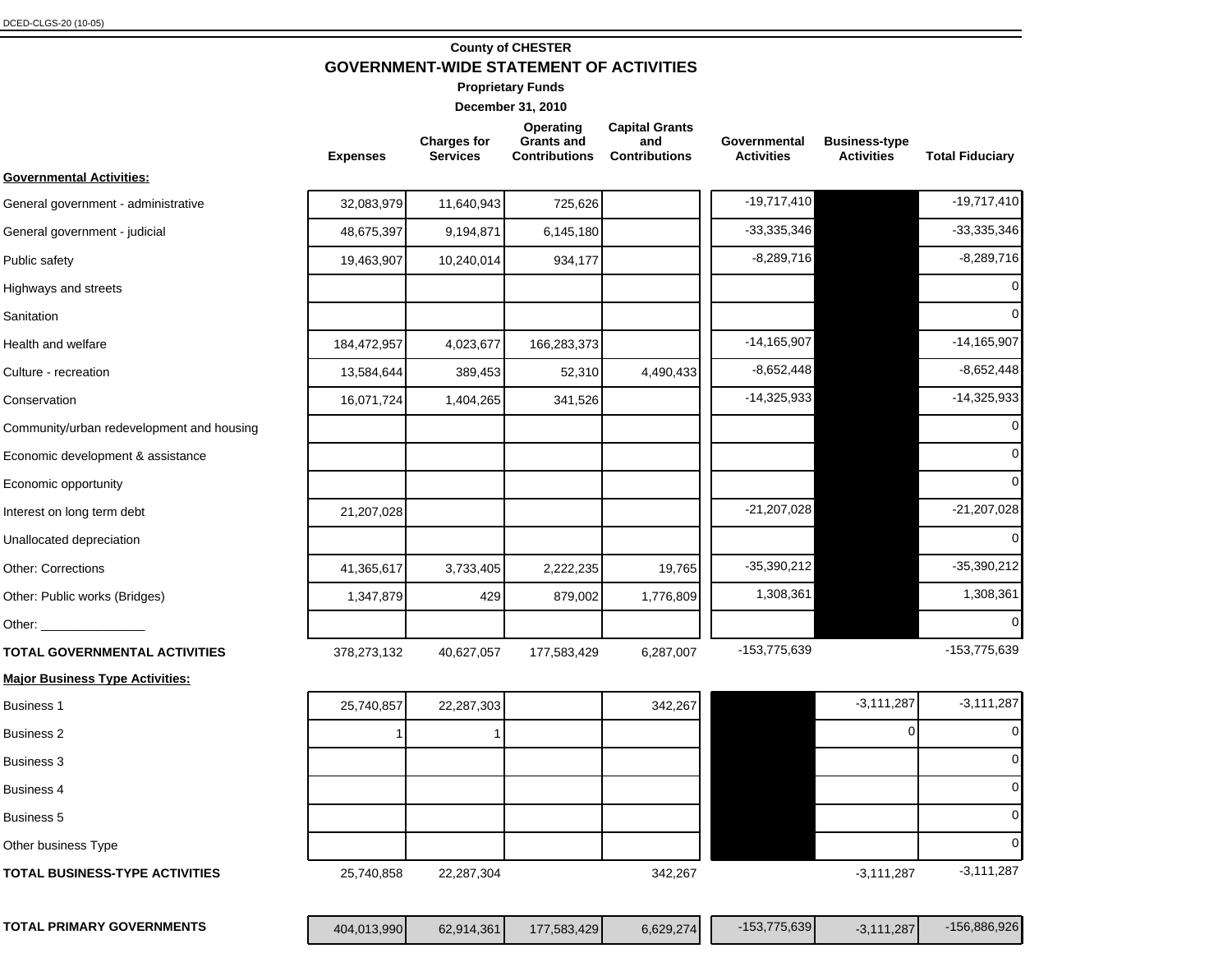DCED-CLGS-20 (10-05)

# County of CHESTER

## GOVERNMENT-WIDE STATEMENT OF ACTIVITIES

**Proprietary Funds**

**December 31, 2010**

| | Expenses | Charges for Services | Operating Grants and Contributions | Capital Grants and Contributions | Governmental Activities | Business-type Activities | Total Fiduciary |
|---|---|---|---|---|---|---|---|
| **Governmental Activities:** | | | | | | | |
| General government - administrative | 32,083,979 | 11,640,943 | 725,626 | | -19,717,410 | | -19,717,410 |
| General government - judicial | 48,675,397 | 9,194,871 | 6,145,180 | | -33,335,346 | | -33,335,346 |
| Public safety | 19,463,907 | 10,240,014 | 934,177 | | -8,289,716 | | -8,289,716 |
| Highways and streets | | | | | | | 0 |
| Sanitation | | | | | | | 0 |
| Health and welfare | 184,472,957 | 4,023,677 | 166,283,373 | | -14,165,907 | | -14,165,907 |
| Culture - recreation | 13,584,644 | 389,453 | 52,310 | 4,490,433 | -8,652,448 | | -8,652,448 |
| Conservation | 16,071,724 | 1,404,265 | 341,526 | | -14,325,933 | | -14,325,933 |
| Community/urban redevelopment and housing | | | | | | | 0 |
| Economic development & assistance | | | | | | | 0 |
| Economic opportunity | | | | | | | 0 |
| Interest on long term debt | 21,207,028 | | | | -21,207,028 | | -21,207,028 |
| Unallocated depreciation | | | | | | | 0 |
| Other: Corrections | 41,365,617 | 3,733,405 | 2,222,235 | 19,765 | -35,390,212 | | -35,390,212 |
| Other: Public works (Bridges) | 1,347,879 | 429 | 879,002 | 1,776,809 | 1,308,361 | | 1,308,361 |
| Other: _______________ | | | | | | | 0 |
| **TOTAL GOVERNMENTAL ACTIVITIES** | 378,273,132 | 40,627,057 | 177,583,429 | 6,287,007 | -153,775,639 | | -153,775,639 |
| **Major Business Type Activities:** | | | | | | | |
| Business 1 | 25,740,857 | 22,287,303 | | 342,267 | | -3,111,287 | -3,111,287 |
| Business 2 | 1 | 1 | | | | 0 | 0 |
| Business 3 | | | | | | | 0 |
| Business 4 | | | | | | | 0 |
| Business 5 | | | | | | | 0 |
| Other business Type | | | | | | | 0 |
| **TOTAL BUSINESS-TYPE ACTIVITIES** | 25,740,858 | 22,287,304 | | 342,267 | | -3,111,287 | -3,111,287 |
| **TOTAL PRIMARY GOVERNMENTS** | 404,013,990 | 62,914,361 | 177,583,429 | 6,629,274 | -153,775,639 | -3,111,287 | -156,886,926 |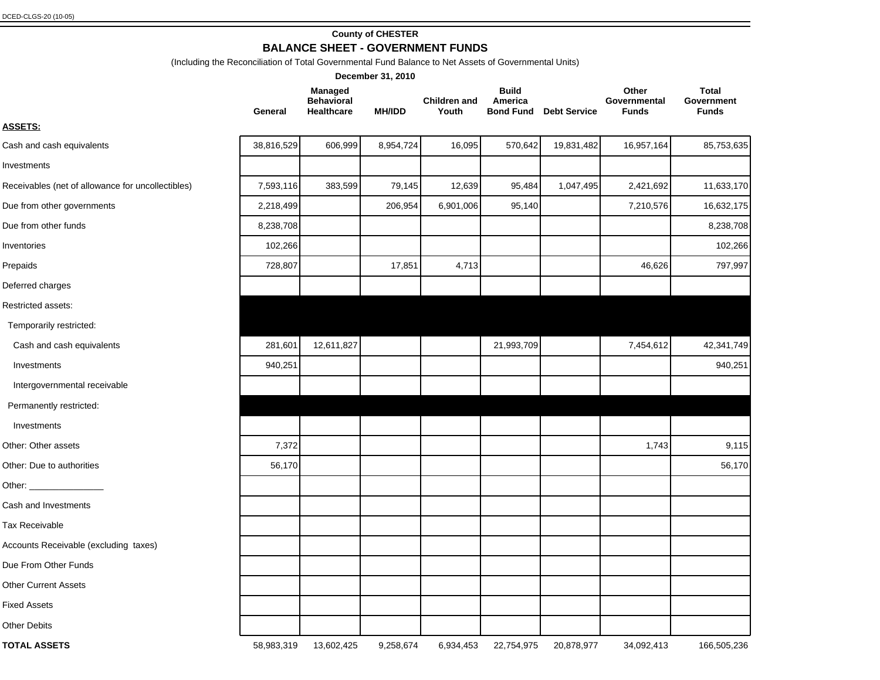DCED-CLGS-20 (10-05)

**County of CHESTER**

## BALANCE SHEET - GOVERNMENT FUNDS

(Including the Reconciliation of Total Governmental Fund Balance to Net Assets of Governmental Units)

**December 31, 2010**

| | General | Managed Behavioral Healthcare | MH/IDD | Children and Youth | Build America Bond Fund | Debt Service | Other Governmental Funds | Total Government Funds |
|---|---|---|---|---|---|---|---|---|
| **ASSETS:** | | | | | | | | |
| Cash and cash equivalents | 38,816,529 | 606,999 | 8,954,724 | 16,095 | 570,642 | 19,831,482 | 16,957,164 | 85,753,635 |
| Investments | | | | | | | | |
| Receivables (net of allowance for uncollectibles) | 7,593,116 | 383,599 | 79,145 | 12,639 | 95,484 | 1,047,495 | 2,421,692 | 11,633,170 |
| Due from other governments | 2,218,499 | | 206,954 | 6,901,006 | 95,140 | | 7,210,576 | 16,632,175 |
| Due from other funds | 8,238,708 | | | | | | | 8,238,708 |
| Inventories | 102,266 | | | | | | | 102,266 |
| Prepaids | 728,807 | | 17,851 | 4,713 | | | 46,626 | 797,997 |
| Deferred charges | | | | | | | | |
| Restricted assets: | | | | | | | | |
| Temporarily restricted: | | | | | | | | |
| Cash and cash equivalents | 281,601 | 12,611,827 | | | 21,993,709 | | 7,454,612 | 42,341,749 |
| Investments | 940,251 | | | | | | | 940,251 |
| Intergovernmental receivable | | | | | | | | |
| Permanently restricted: | | | | | | | | |
| Investments | | | | | | | | |
| Other: Other assets | 7,372 | | | | | | 1,743 | 9,115 |
| Other: Due to authorities | 56,170 | | | | | | | 56,170 |
| Other: _______________ | | | | | | | | |
| Cash and Investments | | | | | | | | |
| Tax Receivable | | | | | | | | |
| Accounts Receivable (excluding taxes) | | | | | | | | |
| Due From Other Funds | | | | | | | | |
| Other Current Assets | | | | | | | | |
| Fixed Assets | | | | | | | | |
| Other Debits | | | | | | | | |
| **TOTAL ASSETS** | 58,983,319 | 13,602,425 | 9,258,674 | 6,934,453 | 22,754,975 | 20,878,977 | 34,092,413 | 166,505,236 |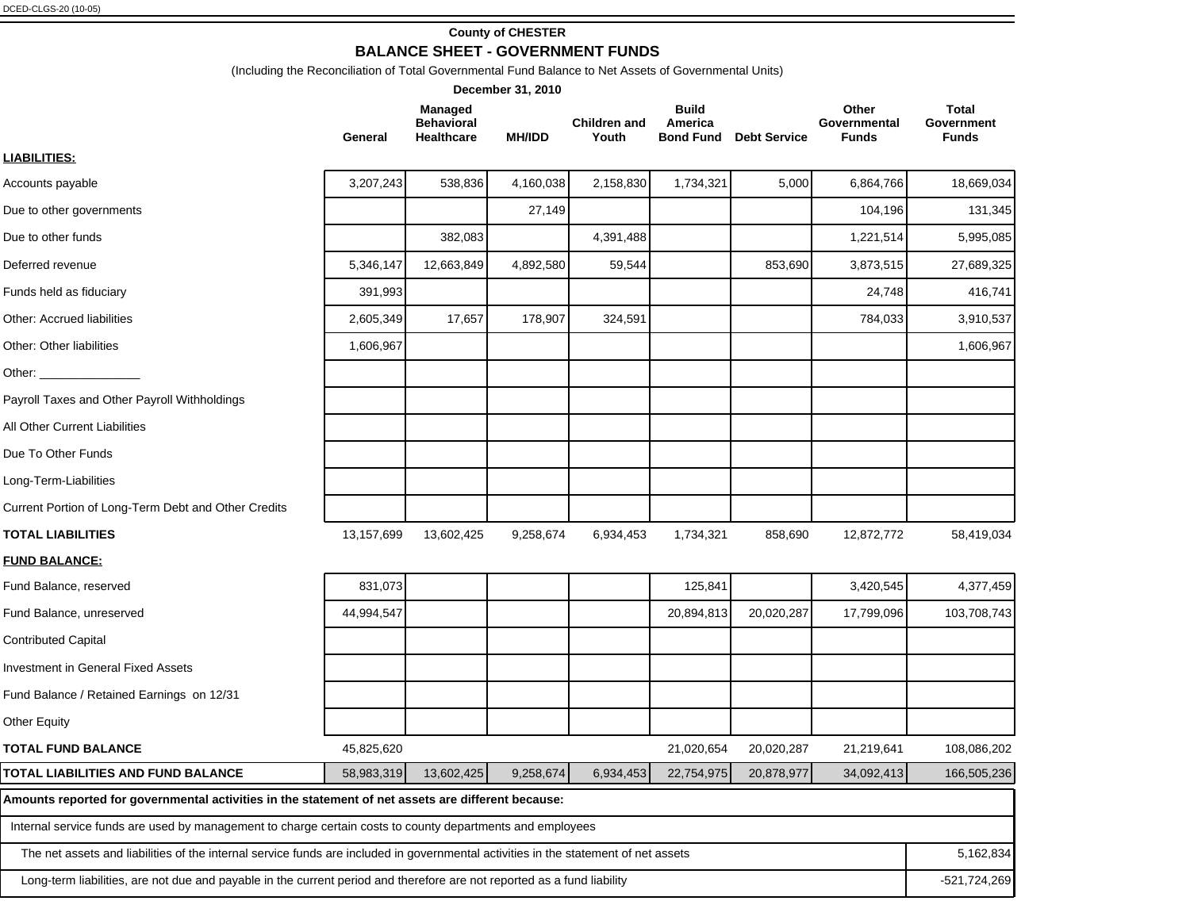DCED-CLGS-20 (10-05)

**County of CHESTER**

## BALANCE SHEET - GOVERNMENT FUNDS

(Including the Reconciliation of Total Governmental Fund Balance to Net Assets of Governmental Units)

**December 31, 2010**

| | General | Managed Behavioral Healthcare | MH/IDD | Children and Youth | Build America Bond Fund | Debt Service | Other Governmental Funds | Total Government Funds |
|---|---|---|---|---|---|---|---|---|
| **LIABILITIES:** | | | | | | | | |
| Accounts payable | 3,207,243 | 538,836 | 4,160,038 | 2,158,830 | 1,734,321 | 5,000 | 6,864,766 | 18,669,034 |
| Due to other governments | | | 27,149 | | | | 104,196 | 131,345 |
| Due to other funds | | 382,083 | | 4,391,488 | | | 1,221,514 | 5,995,085 |
| Deferred revenue | 5,346,147 | 12,663,849 | 4,892,580 | 59,544 | | 853,690 | 3,873,515 | 27,689,325 |
| Funds held as fiduciary | 391,993 | | | | | | 24,748 | 416,741 |
| Other: Accrued liabilities | 2,605,349 | 17,657 | 178,907 | 324,591 | | | 784,033 | 3,910,537 |
| Other: Other liabilities | 1,606,967 | | | | | | | 1,606,967 |
| Other: _______________ | | | | | | | | |
| Payroll Taxes and Other Payroll Withholdings | | | | | | | | |
| All Other Current Liabilities | | | | | | | | |
| Due To Other Funds | | | | | | | | |
| Long-Term-Liabilities | | | | | | | | |
| Current Portion of Long-Term Debt and Other Credits | | | | | | | | |
| **TOTAL LIABILITIES** | 13,157,699 | 13,602,425 | 9,258,674 | 6,934,453 | 1,734,321 | 858,690 | 12,872,772 | 58,419,034 |
| **FUND BALANCE:** | | | | | | | | |
| Fund Balance, reserved | 831,073 | | | | 125,841 | | 3,420,545 | 4,377,459 |
| Fund Balance, unreserved | 44,994,547 | | | | 20,894,813 | 20,020,287 | 17,799,096 | 103,708,743 |
| Contributed Capital | | | | | | | | |
| Investment in General Fixed Assets | | | | | | | | |
| Fund Balance / Retained Earnings on 12/31 | | | | | | | | |
| Other Equity | | | | | | | | |
| **TOTAL FUND BALANCE** | 45,825,620 | | | | 21,020,654 | 20,020,287 | 21,219,641 | 108,086,202 |
| **TOTAL LIABILITIES AND FUND BALANCE** | 58,983,319 | 13,602,425 | 9,258,674 | 6,934,453 | 22,754,975 | 20,878,977 | 34,092,413 | 166,505,236 |

| **Amounts reported for governmental activities in the statement of net assets are different because:** | |
|---|---|
| Internal service funds are used by management to charge certain costs to county departments and employees | |
| The net assets and liabilities of the internal service funds are included in governmental activities in the statement of net assets | 5,162,834 |
| Long-term liabilities, are not due and payable in the current period and therefore are not reported as a fund liability | -521,724,269 |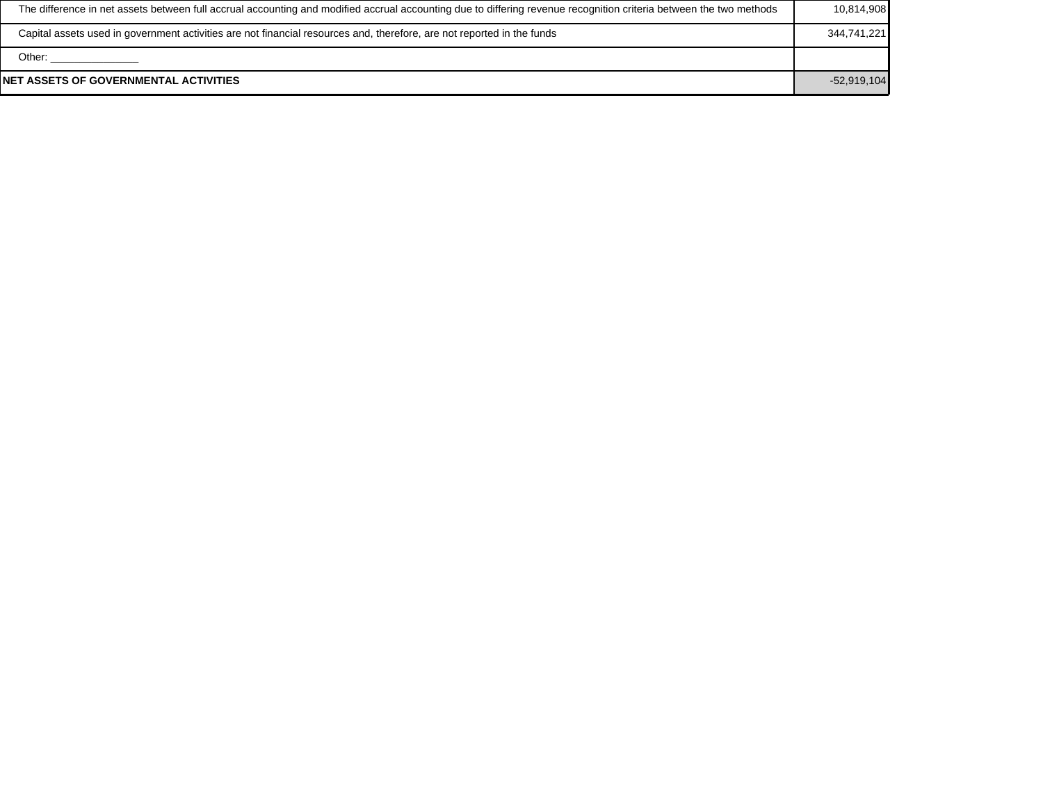| | |
|---|---|
| The difference in net assets between full accrual accounting and modified accrual accounting due to differing revenue recognition criteria between the two methods | 10,814,908 |
| Capital assets used in government activities are not financial resources and, therefore, are not reported in the funds | 344,741,221 |
| Other: _______________ | |
| **NET ASSETS OF GOVERNMENTAL ACTIVITIES** | -52,919,104 |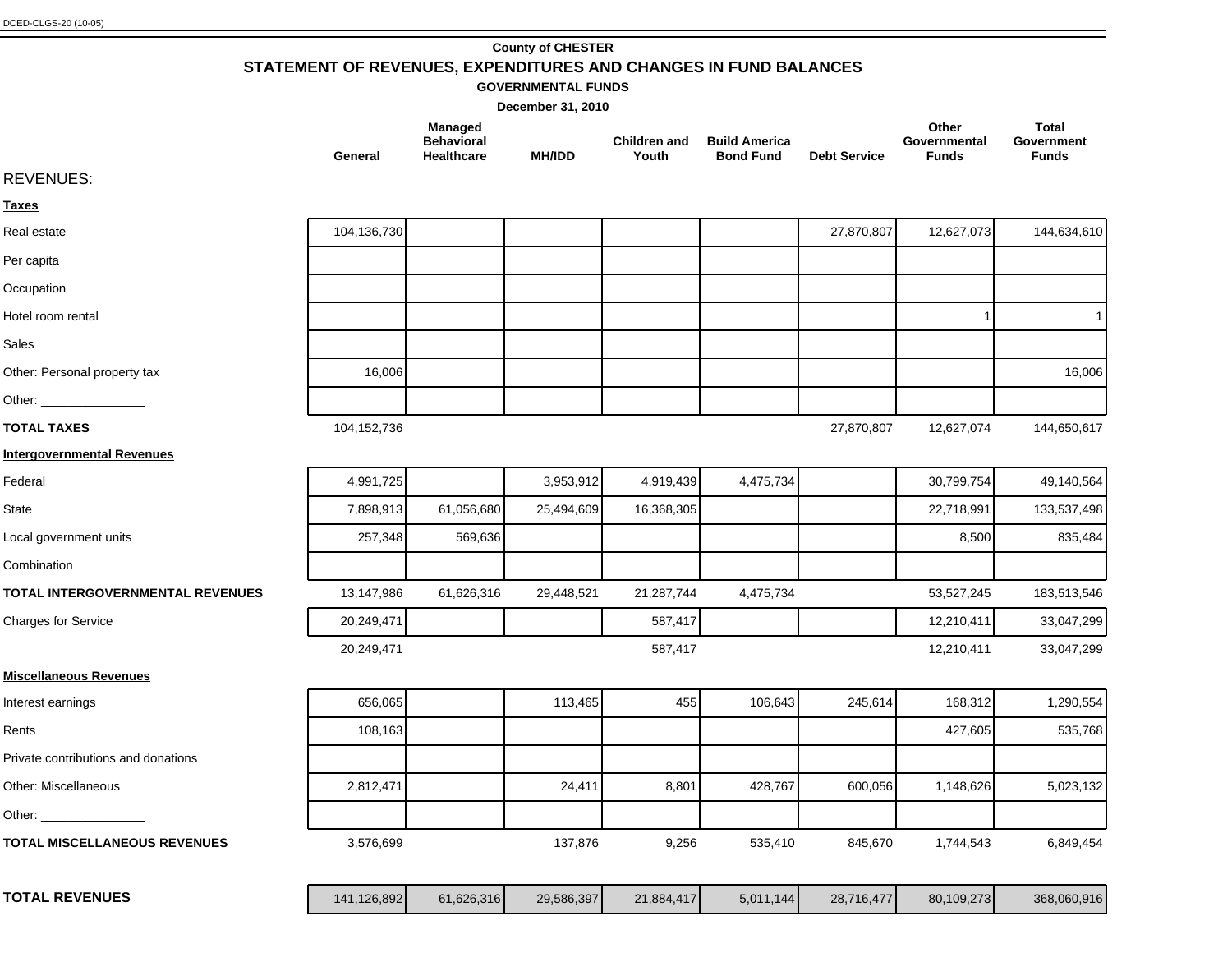DCED-CLGS-20 (10-05)

**County of CHESTER**

## STATEMENT OF REVENUES, EXPENDITURES AND CHANGES IN FUND BALANCES

**GOVERNMENTAL FUNDS**

**December 31, 2010**

| | General | Managed Behavioral Healthcare | MH/IDD | Children and Youth | Build America Bond Fund | Debt Service | Other Governmental Funds | Total Government Funds |
|---|---|---|---|---|---|---|---|---|
| REVENUES: | | | | | | | | |
| **Taxes** | | | | | | | | |
| Real estate | 104,136,730 | | | | | 27,870,807 | 12,627,073 | 144,634,610 |
| Per capita | | | | | | | | |
| Occupation | | | | | | | | |
| Hotel room rental | | | | | | | 1 | 1 |
| Sales | | | | | | | | |
| Other: Personal property tax | 16,006 | | | | | | | 16,006 |
| Other: _______________ | | | | | | | | |
| **TOTAL TAXES** | 104,152,736 | | | | | 27,870,807 | 12,627,074 | 144,650,617 |
| **Intergovernmental Revenues** | | | | | | | | |
| Federal | 4,991,725 | | 3,953,912 | 4,919,439 | 4,475,734 | | 30,799,754 | 49,140,564 |
| State | 7,898,913 | 61,056,680 | 25,494,609 | 16,368,305 | | | 22,718,991 | 133,537,498 |
| Local government units | 257,348 | 569,636 | | | | | 8,500 | 835,484 |
| Combination | | | | | | | | |
| **TOTAL INTERGOVERNMENTAL REVENUES** | 13,147,986 | 61,626,316 | 29,448,521 | 21,287,744 | 4,475,734 | | 53,527,245 | 183,513,546 |
| Charges for Service | 20,249,471 | | | 587,417 | | | 12,210,411 | 33,047,299 |
| | 20,249,471 | | | 587,417 | | | 12,210,411 | 33,047,299 |
| **Miscellaneous Revenues** | | | | | | | | |
| Interest earnings | 656,065 | | 113,465 | 455 | 106,643 | 245,614 | 168,312 | 1,290,554 |
| Rents | 108,163 | | | | | | 427,605 | 535,768 |
| Private contributions and donations | | | | | | | | |
| Other: Miscellaneous | 2,812,471 | | 24,411 | 8,801 | 428,767 | 600,056 | 1,148,626 | 5,023,132 |
| Other: _______________ | | | | | | | | |
| **TOTAL MISCELLANEOUS REVENUES** | 3,576,699 | | 137,876 | 9,256 | 535,410 | 845,670 | 1,744,543 | 6,849,454 |
| **TOTAL REVENUES** | 141,126,892 | 61,626,316 | 29,586,397 | 21,884,417 | 5,011,144 | 28,716,477 | 80,109,273 | 368,060,916 |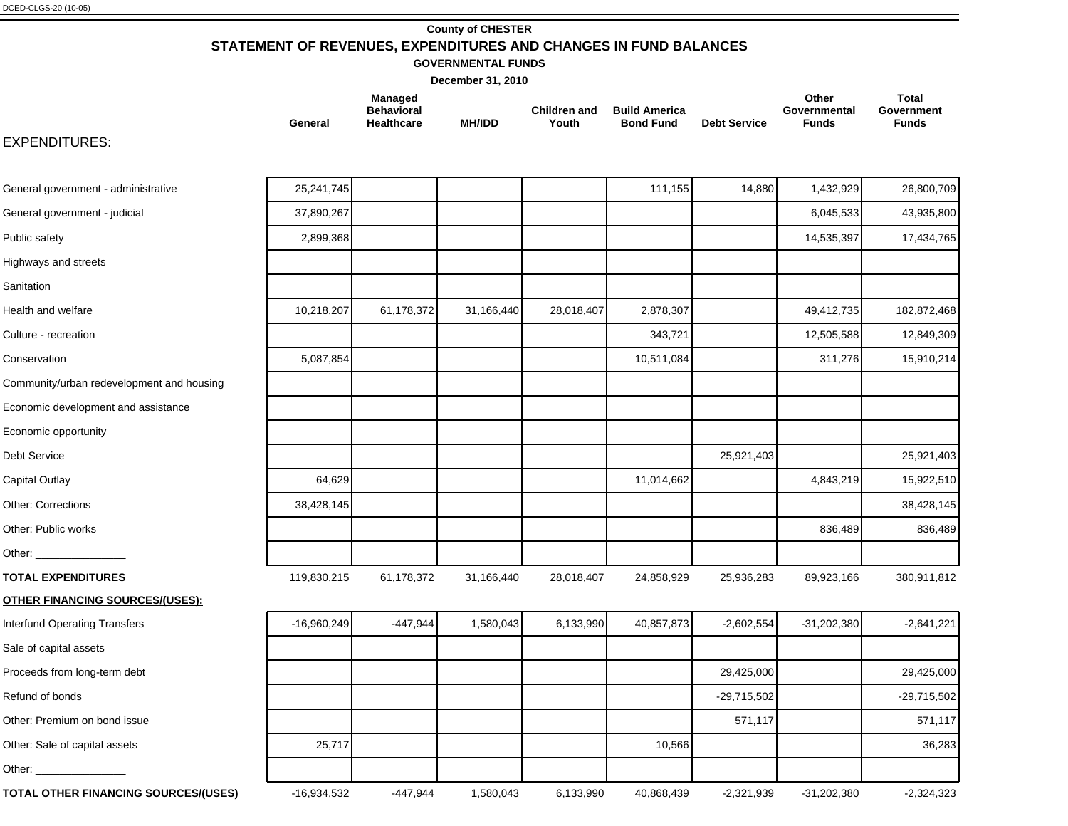DCED-CLGS-20 (10-05)

**County of CHESTER**

## STATEMENT OF REVENUES, EXPENDITURES AND CHANGES IN FUND BALANCES

**GOVERNMENTAL FUNDS**

**December 31, 2010**

| | General | Managed Behavioral Healthcare | MH/IDD | Children and Youth | Build America Bond Fund | Debt Service | Other Governmental Funds | Total Government Funds |
|---|---|---|---|---|---|---|---|---|
| EXPENDITURES: | | | | | | | | |
| General government - administrative | 25,241,745 | | | | 111,155 | 14,880 | 1,432,929 | 26,800,709 |
| General government - judicial | 37,890,267 | | | | | | 6,045,533 | 43,935,800 |
| Public safety | 2,899,368 | | | | | | 14,535,397 | 17,434,765 |
| Highways and streets | | | | | | | | |
| Sanitation | | | | | | | | |
| Health and welfare | 10,218,207 | 61,178,372 | 31,166,440 | 28,018,407 | 2,878,307 | | 49,412,735 | 182,872,468 |
| Culture - recreation | | | | | 343,721 | | 12,505,588 | 12,849,309 |
| Conservation | 5,087,854 | | | | 10,511,084 | | 311,276 | 15,910,214 |
| Community/urban redevelopment and housing | | | | | | | | |
| Economic development and assistance | | | | | | | | |
| Economic opportunity | | | | | | | | |
| Debt Service | | | | | | 25,921,403 | | 25,921,403 |
| Capital Outlay | 64,629 | | | | 11,014,662 | | 4,843,219 | 15,922,510 |
| Other: Corrections | 38,428,145 | | | | | | | 38,428,145 |
| Other: Public works | | | | | | | 836,489 | 836,489 |
| Other: _______________ | | | | | | | | |
| **TOTAL EXPENDITURES** | 119,830,215 | 61,178,372 | 31,166,440 | 28,018,407 | 24,858,929 | 25,936,283 | 89,923,166 | 380,911,812 |
| **OTHER FINANCING SOURCES/(USES):** | | | | | | | | |
| Interfund Operating Transfers | -16,960,249 | -447,944 | 1,580,043 | 6,133,990 | 40,857,873 | -2,602,554 | -31,202,380 | -2,641,221 |
| Sale of capital assets | | | | | | | | |
| Proceeds from long-term debt | | | | | | 29,425,000 | | 29,425,000 |
| Refund of bonds | | | | | | -29,715,502 | | -29,715,502 |
| Other: Premium on bond issue | | | | | | 571,117 | | 571,117 |
| Other: Sale of capital assets | 25,717 | | | | 10,566 | | | 36,283 |
| Other: _______________ | | | | | | | | |
| **TOTAL OTHER FINANCING SOURCES/(USES)** | -16,934,532 | -447,944 | 1,580,043 | 6,133,990 | 40,868,439 | -2,321,939 | -31,202,380 | -2,324,323 |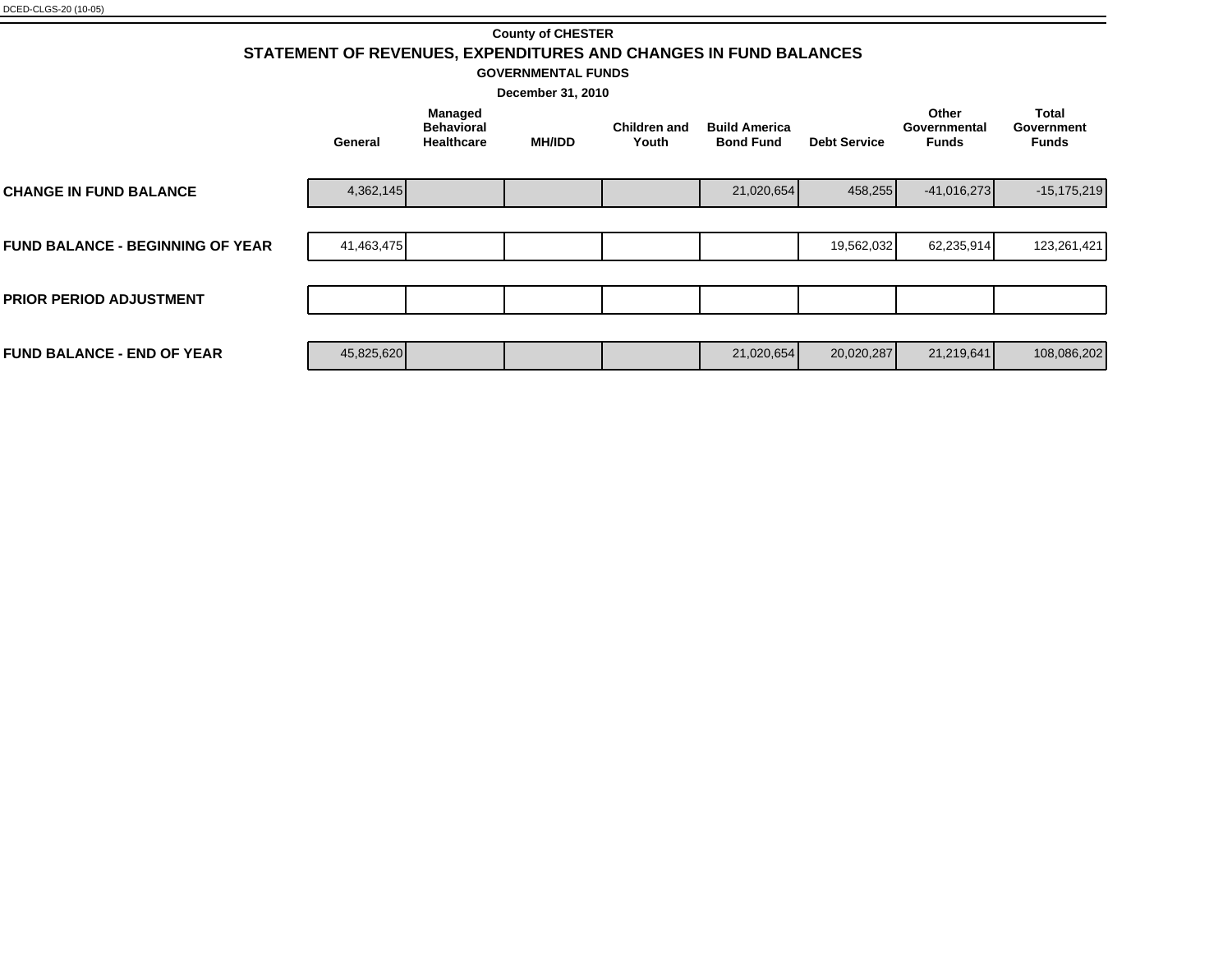DCED-CLGS-20 (10-05)

**County of CHESTER**

## STATEMENT OF REVENUES, EXPENDITURES AND CHANGES IN FUND BALANCES

**GOVERNMENTAL FUNDS**

**December 31, 2010**

| | General | Managed Behavioral Healthcare | MH/IDD | Children and Youth | Build America Bond Fund | Debt Service | Other Governmental Funds | Total Government Funds |
|---|---|---|---|---|---|---|---|---|
| **CHANGE IN FUND BALANCE** | 4,362,145 | | | | 21,020,654 | 458,255 | -41,016,273 | -15,175,219 |
| **FUND BALANCE - BEGINNING OF YEAR** | 41,463,475 | | | | | 19,562,032 | 62,235,914 | 123,261,421 |
| **PRIOR PERIOD ADJUSTMENT** | | | | | | | | |
| **FUND BALANCE - END OF YEAR** | 45,825,620 | | | | 21,020,654 | 20,020,287 | 21,219,641 | 108,086,202 |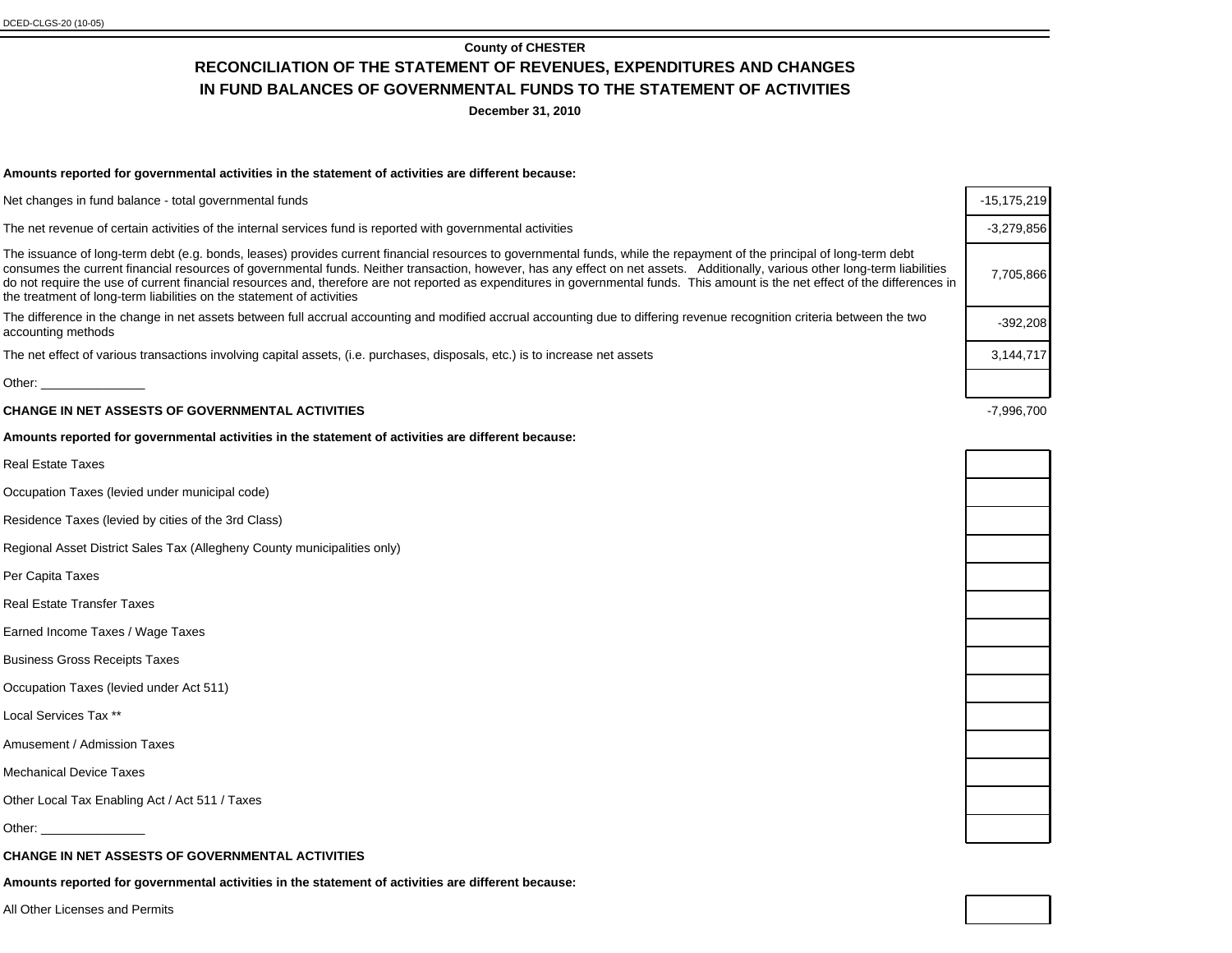DCED-CLGS-20 (10-05)

**County of CHESTER**

## RECONCILIATION OF THE STATEMENT OF REVENUES, EXPENDITURES AND CHANGES IN FUND BALANCES OF GOVERNMENTAL FUNDS TO THE STATEMENT OF ACTIVITIES

**December 31, 2010**

**Amounts reported for governmental activities in the statement of activities are different because:**

| | |
|---|---|
| Net changes in fund balance - total governmental funds | -15,175,219 |
| The net revenue of certain activities of the internal services fund is reported with governmental activities | -3,279,856 |
| The issuance of long-term debt (e.g. bonds, leases) provides current financial resources to governmental funds, while the repayment of the principal of long-term debt consumes the current financial resources of governmental funds. Neither transaction, however, has any effect on net assets. Additionally, various other long-term liabilities do not require the use of current financial resources and, therefore are not reported as expenditures in governmental funds. This amount is the net effect of the differences in the treatment of long-term liabilities on the statement of activities | 7,705,866 |
| The difference in the change in net assets between full accrual accounting and modified accrual accounting due to differing revenue recognition criteria between the two accounting methods | -392,208 |
| The net effect of various transactions involving capital assets, (i.e. purchases, disposals, etc.) is to increase net assets | 3,144,717 |
| Other: _______________ | |
| **CHANGE IN NET ASSESTS OF GOVERNMENTAL ACTIVITIES** | -7,996,700 |

**Amounts reported for governmental activities in the statement of activities are different because:**

| | |
|---|---|
| Real Estate Taxes | |
| Occupation Taxes (levied under municipal code) | |
| Residence Taxes (levied by cities of the 3rd Class) | |
| Regional Asset District Sales Tax (Allegheny County municipalities only) | |
| Per Capita Taxes | |
| Real Estate Transfer Taxes | |
| Earned Income Taxes / Wage Taxes | |
| Business Gross Receipts Taxes | |
| Occupation Taxes (levied under Act 511) | |
| Local Services Tax ** | |
| Amusement / Admission Taxes | |
| Mechanical Device Taxes | |
| Other Local Tax Enabling Act / Act 511 / Taxes | |
| Other: _______________ | |
| **CHANGE IN NET ASSESTS OF GOVERNMENTAL ACTIVITIES** | |

**Amounts reported for governmental activities in the statement of activities are different because:**

| | |
|---|---|
| All Other Licenses and Permits | |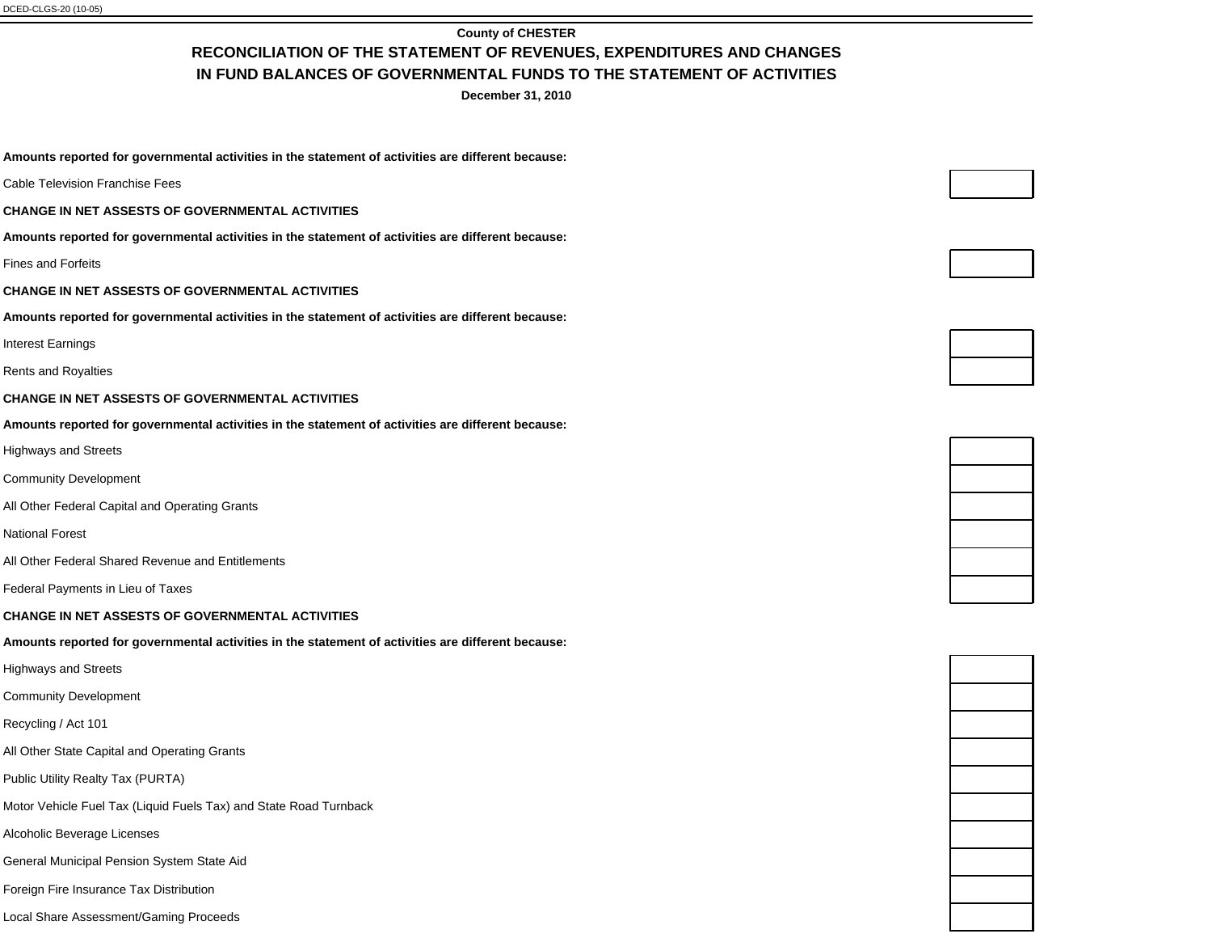DCED-CLGS-20 (10-05)

**County of CHESTER**

## RECONCILIATION OF THE STATEMENT OF REVENUES, EXPENDITURES AND CHANGES IN FUND BALANCES OF GOVERNMENTAL FUNDS TO THE STATEMENT OF ACTIVITIES

**December 31, 2010**

**Amounts reported for governmental activities in the statement of activities are different because:**

| | |
|---|---|
| Cable Television Franchise Fees | |

**CHANGE IN NET ASSESTS OF GOVERNMENTAL ACTIVITIES**

**Amounts reported for governmental activities in the statement of activities are different because:**

| | |
|---|---|
| Fines and Forfeits | |

**CHANGE IN NET ASSESTS OF GOVERNMENTAL ACTIVITIES**

**Amounts reported for governmental activities in the statement of activities are different because:**

| | |
|---|---|
| Interest Earnings | |
| Rents and Royalties | |

**CHANGE IN NET ASSESTS OF GOVERNMENTAL ACTIVITIES**

**Amounts reported for governmental activities in the statement of activities are different because:**

| | |
|---|---|
| Highways and Streets | |
| Community Development | |
| All Other Federal Capital and Operating Grants | |
| National Forest | |
| All Other Federal Shared Revenue and Entitlements | |
| Federal Payments in Lieu of Taxes | |

**CHANGE IN NET ASSESTS OF GOVERNMENTAL ACTIVITIES**

**Amounts reported for governmental activities in the statement of activities are different because:**

| | |
|---|---|
| Highways and Streets | |
| Community Development | |
| Recycling / Act 101 | |
| All Other State Capital and Operating Grants | |
| Public Utility Realty Tax (PURTA) | |
| Motor Vehicle Fuel Tax (Liquid Fuels Tax) and State Road Turnback | |
| Alcoholic Beverage Licenses | |
| General Municipal Pension System State Aid | |
| Foreign Fire Insurance Tax Distribution | |
| Local Share Assessment/Gaming Proceeds | |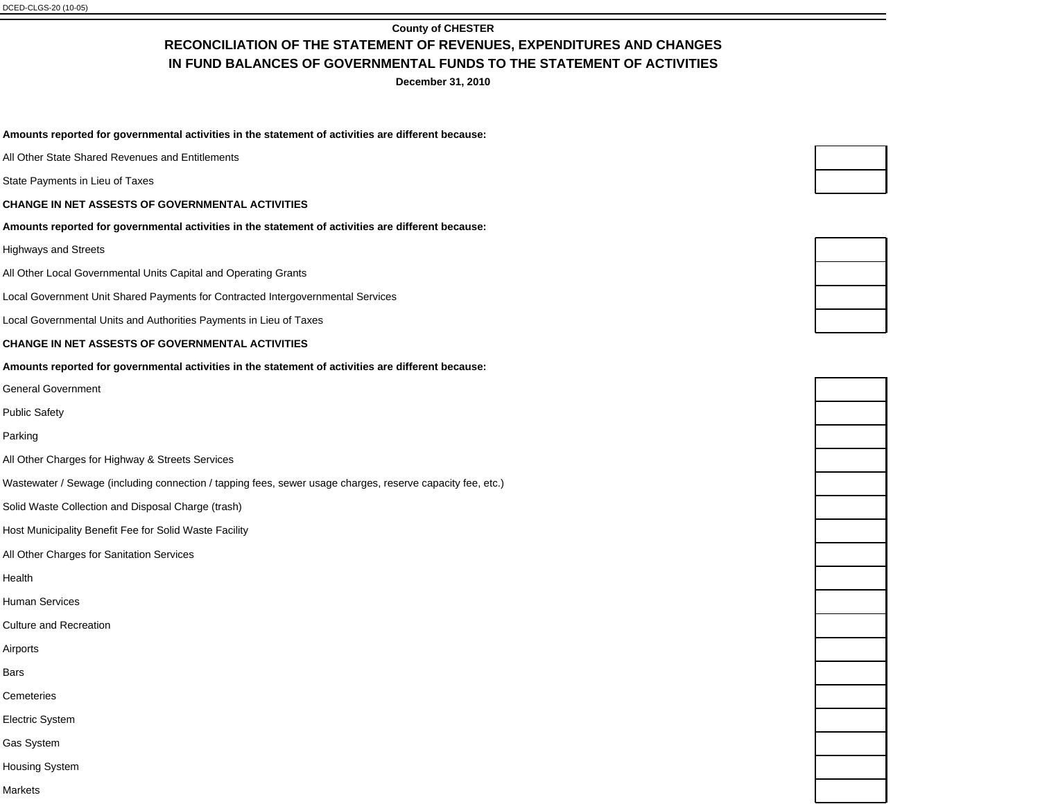DCED-CLGS-20 (10-05)

**County of CHESTER**

## RECONCILIATION OF THE STATEMENT OF REVENUES, EXPENDITURES AND CHANGES IN FUND BALANCES OF GOVERNMENTAL FUNDS TO THE STATEMENT OF ACTIVITIES

**December 31, 2010**

**Amounts reported for governmental activities in the statement of activities are different because:**

| | |
|---|---|
| All Other State Shared Revenues and Entitlements | |
| State Payments in Lieu of Taxes | |

**CHANGE IN NET ASSESTS OF GOVERNMENTAL ACTIVITIES**

**Amounts reported for governmental activities in the statement of activities are different because:**

| | |
|---|---|
| Highways and Streets | |
| All Other Local Governmental Units Capital and Operating Grants | |
| Local Government Unit Shared Payments for Contracted Intergovernmental Services | |
| Local Governmental Units and Authorities Payments in Lieu of Taxes | |

**CHANGE IN NET ASSESTS OF GOVERNMENTAL ACTIVITIES**

**Amounts reported for governmental activities in the statement of activities are different because:**

| | |
|---|---|
| General Government | |
| Public Safety | |
| Parking | |
| All Other Charges for Highway & Streets Services | |
| Wastewater / Sewage (including connection / tapping fees, sewer usage charges, reserve capacity fee, etc.) | |
| Solid Waste Collection and Disposal Charge (trash) | |
| Host Municipality Benefit Fee for Solid Waste Facility | |
| All Other Charges for Sanitation Services | |
| Health | |
| Human Services | |
| Culture and Recreation | |
| Airports | |
| Bars | |
| Cemeteries | |
| Electric System | |
| Gas System | |
| Housing System | |
| Markets | |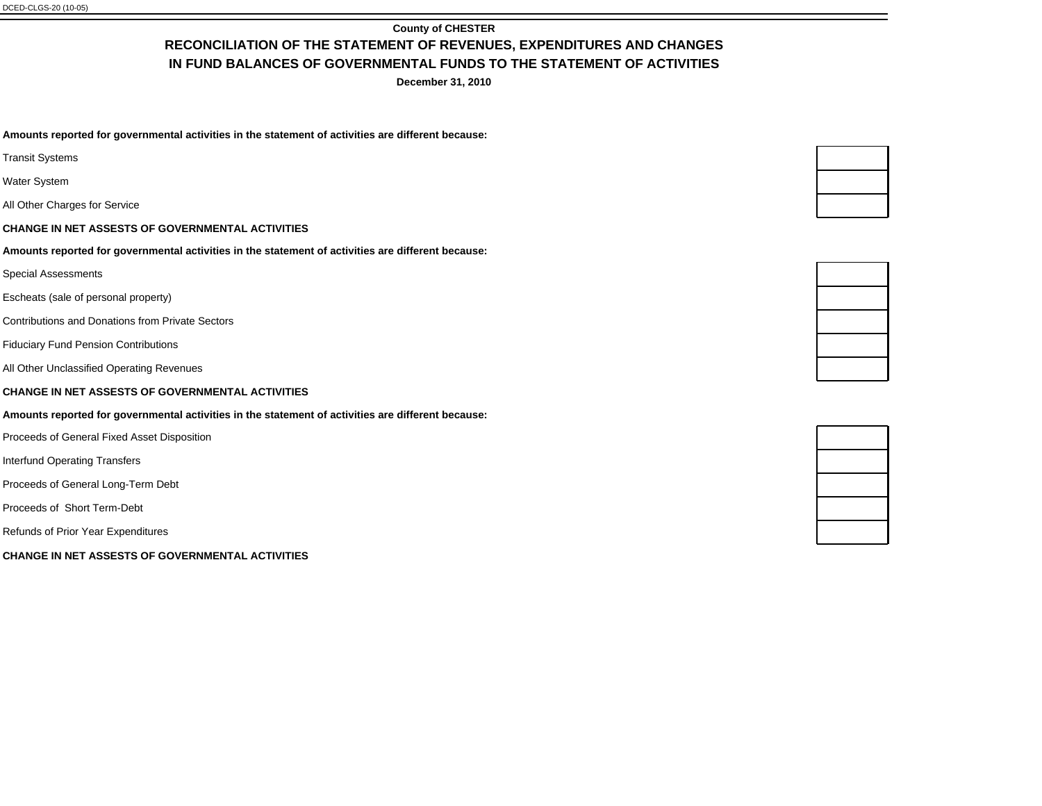DCED-CLGS-20 (10-05)

**County of CHESTER**

## RECONCILIATION OF THE STATEMENT OF REVENUES, EXPENDITURES AND CHANGES IN FUND BALANCES OF GOVERNMENTAL FUNDS TO THE STATEMENT OF ACTIVITIES

**December 31, 2010**

**Amounts reported for governmental activities in the statement of activities are different because:**

| | |
|---|---|
| Transit Systems | |
| Water System | |
| All Other Charges for Service | |
| **CHANGE IN NET ASSESTS OF GOVERNMENTAL ACTIVITIES** | |

**Amounts reported for governmental activities in the statement of activities are different because:**

| | |
|---|---|
| Special Assessments | |
| Escheats (sale of personal property) | |
| Contributions and Donations from Private Sectors | |
| Fiduciary Fund Pension Contributions | |
| All Other Unclassified Operating Revenues | |
| **CHANGE IN NET ASSESTS OF GOVERNMENTAL ACTIVITIES** | |

**Amounts reported for governmental activities in the statement of activities are different because:**

| | |
|---|---|
| Proceeds of General Fixed Asset Disposition | |
| Interfund Operating Transfers | |
| Proceeds of General Long-Term Debt | |
| Proceeds of  Short Term-Debt | |
| Refunds of Prior Year Expenditures | |
| **CHANGE IN NET ASSESTS OF GOVERNMENTAL ACTIVITIES** | |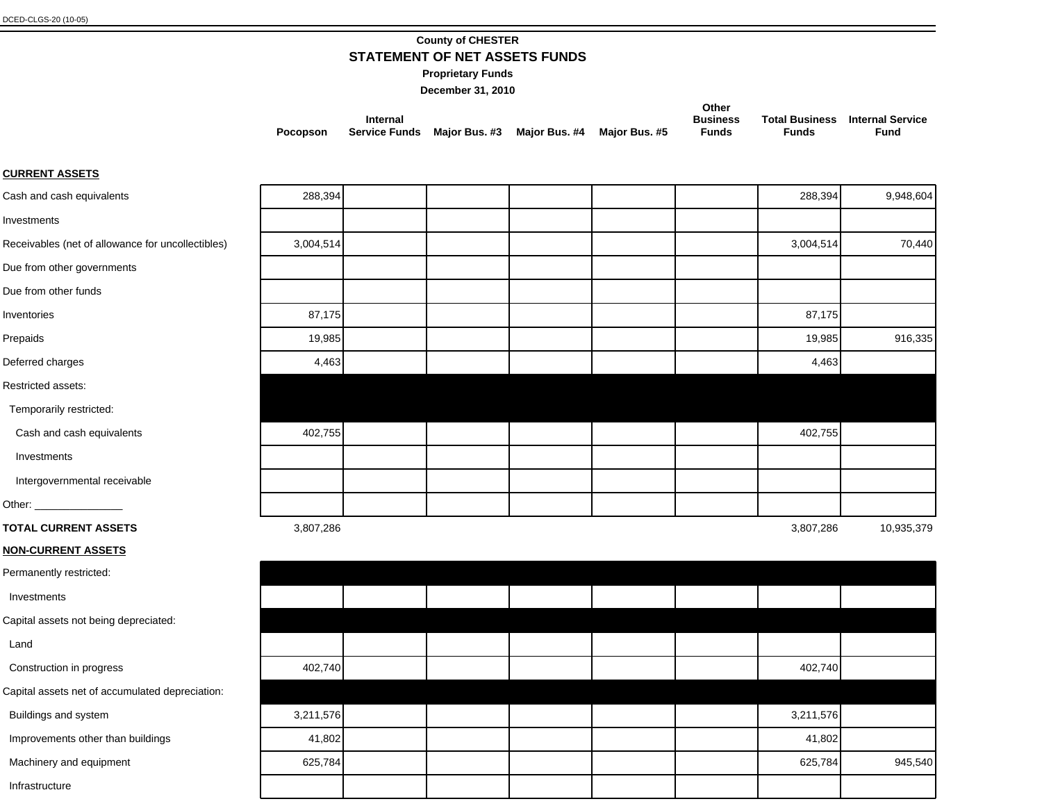DCED-CLGS-20 (10-05)

**County of CHESTER**
**STATEMENT OF NET ASSETS FUNDS**
**Proprietary Funds**
**December 31, 2010**

| | Pocopson | Internal Service Funds | Major Bus. #3 | Major Bus. #4 | Major Bus. #5 | Other Business Funds | Total Business Funds | Internal Service Fund |
|---|---|---|---|---|---|---|---|---|
| **CURRENT ASSETS** | | | | | | | | |
| Cash and cash equivalents | 288,394 | | | | | | 288,394 | 9,948,604 |
| Investments | | | | | | | | |
| Receivables (net of allowance for uncollectibles) | 3,004,514 | | | | | | 3,004,514 | 70,440 |
| Due from other governments | | | | | | | | |
| Due from other funds | | | | | | | | |
| Inventories | 87,175 | | | | | | 87,175 | |
| Prepaids | 19,985 | | | | | | 19,985 | 916,335 |
| Deferred charges | 4,463 | | | | | | 4,463 | |
| Restricted assets: | | | | | | | | |
| Temporarily restricted: | | | | | | | | |
| Cash and cash equivalents | 402,755 | | | | | | 402,755 | |
| Investments | | | | | | | | |
| Intergovernmental receivable | | | | | | | | |
| Other: _______________ | | | | | | | | |
| **TOTAL CURRENT ASSETS** | 3,807,286 | | | | | | 3,807,286 | 10,935,379 |
| **NON-CURRENT ASSETS** | | | | | | | | |
| Permanently restricted: | | | | | | | | |
| Investments | | | | | | | | |
| Capital assets not being depreciated: | | | | | | | | |
| Land | | | | | | | | |
| Construction in progress | 402,740 | | | | | | 402,740 | |
| Capital assets net of accumulated depreciation: | | | | | | | | |
| Buildings and system | 3,211,576 | | | | | | 3,211,576 | |
| Improvements other than buildings | 41,802 | | | | | | 41,802 | |
| Machinery and equipment | 625,784 | | | | | | 625,784 | 945,540 |
| Infrastructure | | | | | | | | |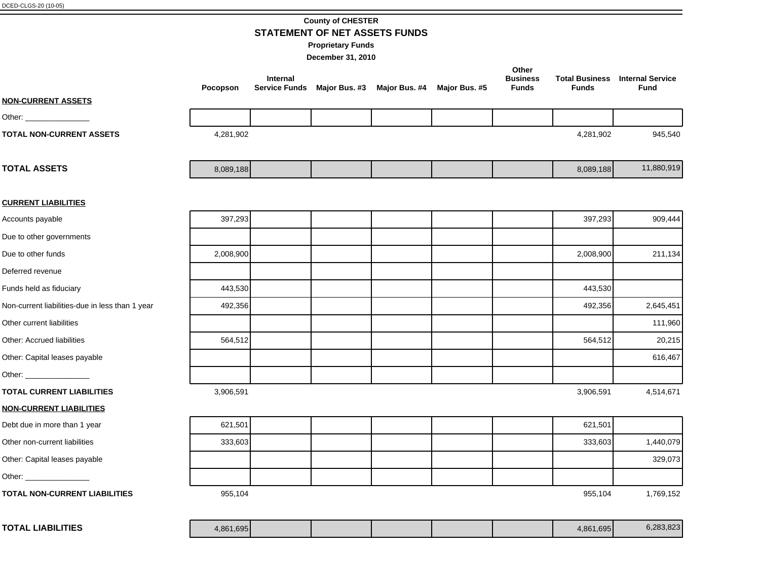DCED-CLGS-20 (10-05)

**County of CHESTER**

## STATEMENT OF NET ASSETS FUNDS

**Proprietary Funds**

**December 31, 2010**

| | Pocopson | Internal Service Funds | Major Bus. #3 | Major Bus. #4 | Major Bus. #5 | Other Business Funds | Total Business Funds | Internal Service Fund |
|---|---|---|---|---|---|---|---|---|
| **NON-CURRENT ASSETS** | | | | | | | | |
| Other: _______________ | | | | | | | | |
| **TOTAL NON-CURRENT ASSETS** | 4,281,902 | | | | | | 4,281,902 | 945,540 |
| **TOTAL ASSETS** | 8,089,188 | | | | | | 8,089,188 | 11,880,919 |
| **CURRENT LIABILITIES** | | | | | | | | |
| Accounts payable | 397,293 | | | | | | 397,293 | 909,444 |
| Due to other governments | | | | | | | | |
| Due to other funds | 2,008,900 | | | | | | 2,008,900 | 211,134 |
| Deferred revenue | | | | | | | | |
| Funds held as fiduciary | 443,530 | | | | | | 443,530 | |
| Non-current liabilities-due in less than 1 year | 492,356 | | | | | | 492,356 | 2,645,451 |
| Other current liabilities | | | | | | | | 111,960 |
| Other: Accrued liabilities | 564,512 | | | | | | 564,512 | 20,215 |
| Other: Capital leases payable | | | | | | | | 616,467 |
| Other: _______________ | | | | | | | | |
| **TOTAL CURRENT LIABILITIES** | 3,906,591 | | | | | | 3,906,591 | 4,514,671 |
| **NON-CURRENT LIABILITIES** | | | | | | | | |
| Debt due in more than 1 year | 621,501 | | | | | | 621,501 | |
| Other non-current liabilities | 333,603 | | | | | | 333,603 | 1,440,079 |
| Other: Capital leases payable | | | | | | | | 329,073 |
| Other: _______________ | | | | | | | | |
| **TOTAL NON-CURRENT LIABILITIES** | 955,104 | | | | | | 955,104 | 1,769,152 |
| **TOTAL LIABILITIES** | 4,861,695 | | | | | | 4,861,695 | 6,283,823 |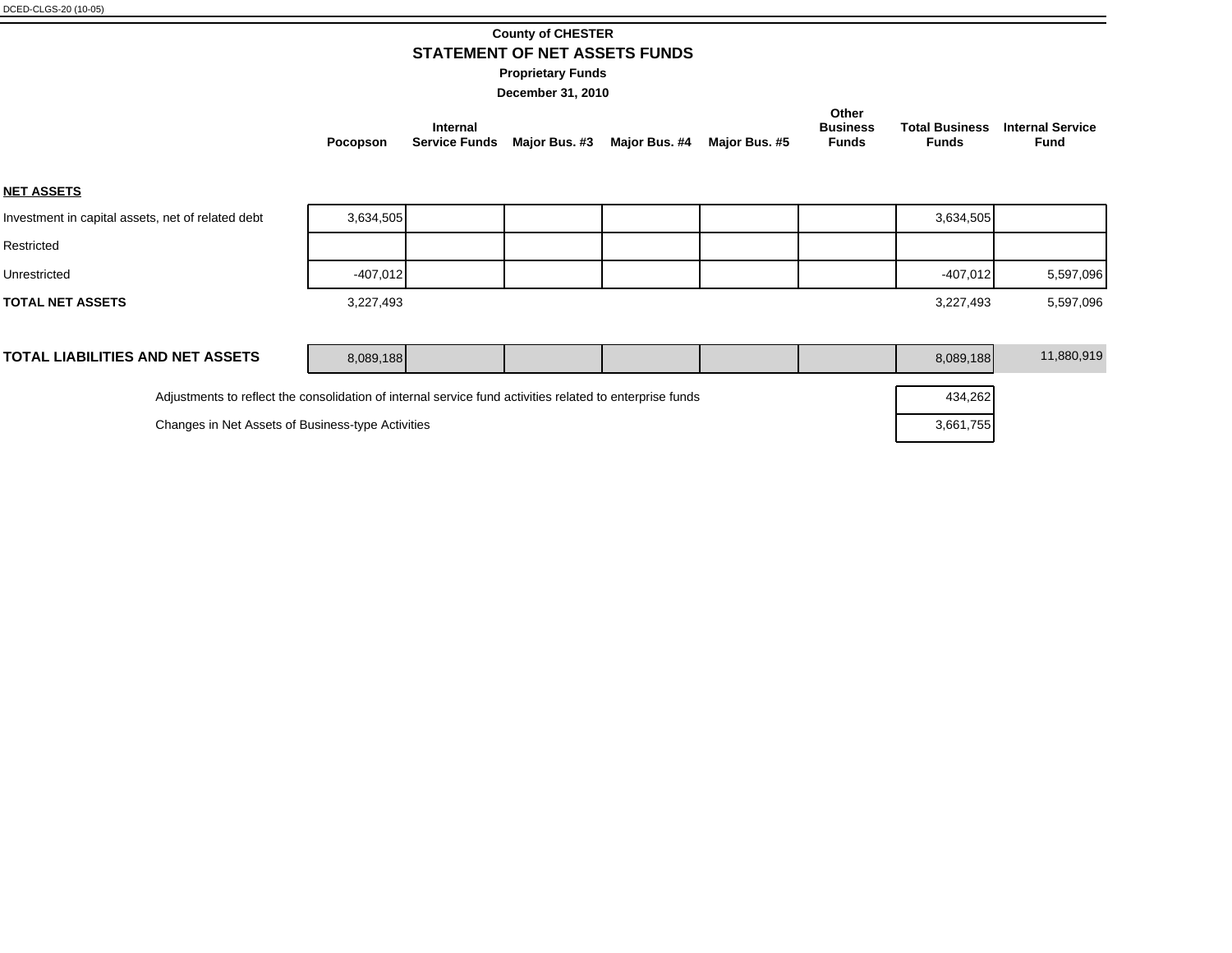DCED-CLGS-20 (10-05)

# County of CHESTER

## STATEMENT OF NET ASSETS FUNDS

### Proprietary Funds

### December 31, 2010

| | Pocopson | Internal Service Funds | Major Bus. #3 | Major Bus. #4 | Major Bus. #5 | Other Business Funds | Total Business Funds | Internal Service Fund |
|---|---|---|---|---|---|---|---|---|
| **NET ASSETS** | | | | | | | | |
| Investment in capital assets, net of related debt | 3,634,505 | | | | | | 3,634,505 | |
| Restricted | | | | | | | | |
| Unrestricted | -407,012 | | | | | | -407,012 | 5,597,096 |
| **TOTAL NET ASSETS** | 3,227,493 | | | | | | 3,227,493 | 5,597,096 |
| **TOTAL LIABILITIES AND NET ASSETS** | 8,089,188 | | | | | | 8,089,188 | 11,880,919 |

| | |
|---|---|
| Adjustments to reflect the consolidation of internal service fund activities related to enterprise funds | 434,262 |
| Changes in Net Assets of Business-type Activities | 3,661,755 |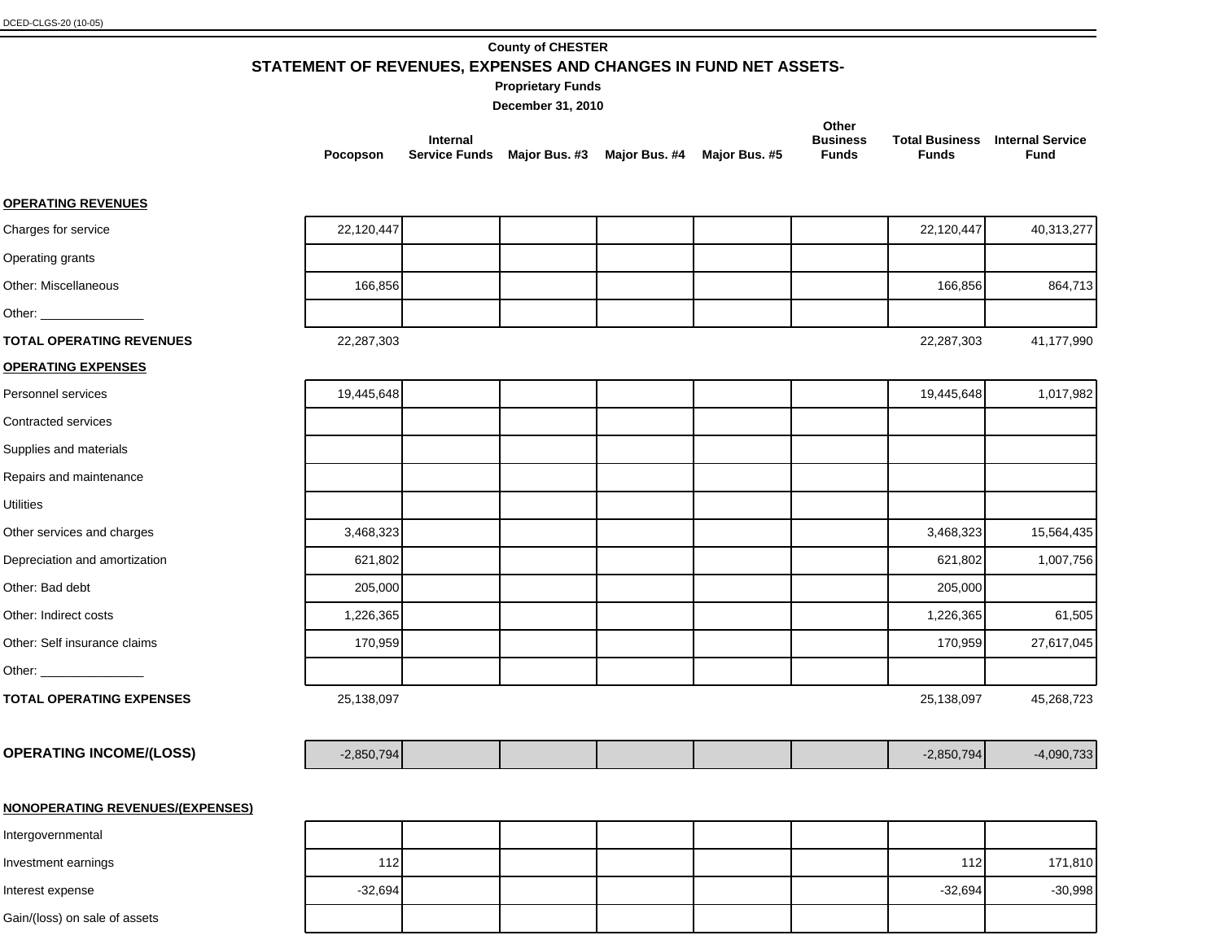DCED-CLGS-20 (10-05)

**County of CHESTER**

## STATEMENT OF REVENUES, EXPENSES AND CHANGES IN FUND NET ASSETS-

**Proprietary Funds**

**December 31, 2010**

| | Pocopson | Internal Service Funds | Major Bus. #3 | Major Bus. #4 | Major Bus. #5 | Other Business Funds | Total Business Funds | Internal Service Fund |
|---|---|---|---|---|---|---|---|---|
| **OPERATING REVENUES** | | | | | | | | |
| Charges for service | 22,120,447 | | | | | | 22,120,447 | 40,313,277 |
| Operating grants | | | | | | | | |
| Other: Miscellaneous | 166,856 | | | | | | 166,856 | 864,713 |
| Other: _______________ | | | | | | | | |
| **TOTAL OPERATING REVENUES** | 22,287,303 | | | | | | 22,287,303 | 41,177,990 |
| **OPERATING EXPENSES** | | | | | | | | |
| Personnel services | 19,445,648 | | | | | | 19,445,648 | 1,017,982 |
| Contracted services | | | | | | | | |
| Supplies and materials | | | | | | | | |
| Repairs and maintenance | | | | | | | | |
| Utilities | | | | | | | | |
| Other services and charges | 3,468,323 | | | | | | 3,468,323 | 15,564,435 |
| Depreciation and amortization | 621,802 | | | | | | 621,802 | 1,007,756 |
| Other: Bad debt | 205,000 | | | | | | 205,000 | |
| Other: Indirect costs | 1,226,365 | | | | | | 1,226,365 | 61,505 |
| Other: Self insurance claims | 170,959 | | | | | | 170,959 | 27,617,045 |
| Other: _______________ | | | | | | | | |
| **TOTAL OPERATING EXPENSES** | 25,138,097 | | | | | | 25,138,097 | 45,268,723 |
| **OPERATING INCOME/(LOSS)** | -2,850,794 | | | | | | -2,850,794 | -4,090,733 |
| **NONOPERATING REVENUES/(EXPENSES)** | | | | | | | | |
| Intergovernmental | | | | | | | | |
| Investment earnings | 112 | | | | | | 112 | 171,810 |
| Interest expense | -32,694 | | | | | | -32,694 | -30,998 |
| Gain/(loss) on sale of assets | | | | | | | | |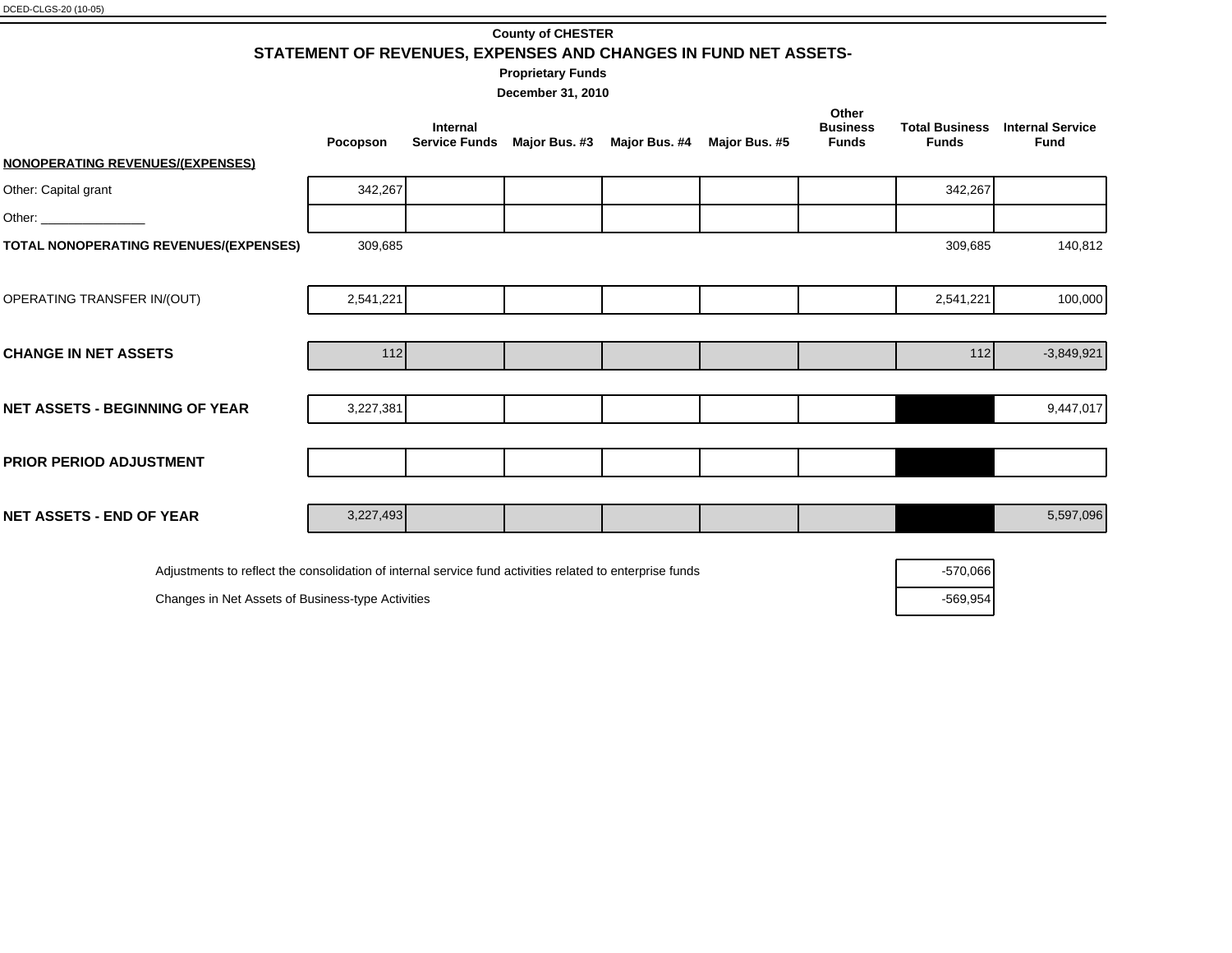DCED-CLGS-20 (10-05)

**County of CHESTER**

## STATEMENT OF REVENUES, EXPENSES AND CHANGES IN FUND NET ASSETS-

**Proprietary Funds**

**December 31, 2010**

| | Pocopson | Internal Service Funds | Major Bus. #3 | Major Bus. #4 | Major Bus. #5 | Other Business Funds | Total Business Funds | Internal Service Fund |
|---|---|---|---|---|---|---|---|---|
| **NONOPERATING REVENUES/(EXPENSES)** | | | | | | | | |
| Other: Capital grant | 342,267 | | | | | | 342,267 | |
| Other: _______________ | | | | | | | | |
| **TOTAL NONOPERATING REVENUES/(EXPENSES)** | 309,685 | | | | | | 309,685 | 140,812 |
| OPERATING TRANSFER IN/(OUT) | 2,541,221 | | | | | | 2,541,221 | 100,000 |
| **CHANGE IN NET ASSETS** | 112 | | | | | | 112 | -3,849,921 |
| **NET ASSETS - BEGINNING OF YEAR** | 3,227,381 | | | | | | | 9,447,017 |
| **PRIOR PERIOD ADJUSTMENT** | | | | | | | | |
| **NET ASSETS - END OF YEAR** | 3,227,493 | | | | | | | 5,597,096 |

| | |
|---|---|
| Adjustments to reflect the consolidation of internal service fund activities related to enterprise funds | -570,066 |
| Changes in Net Assets of Business-type Activities | -569,954 |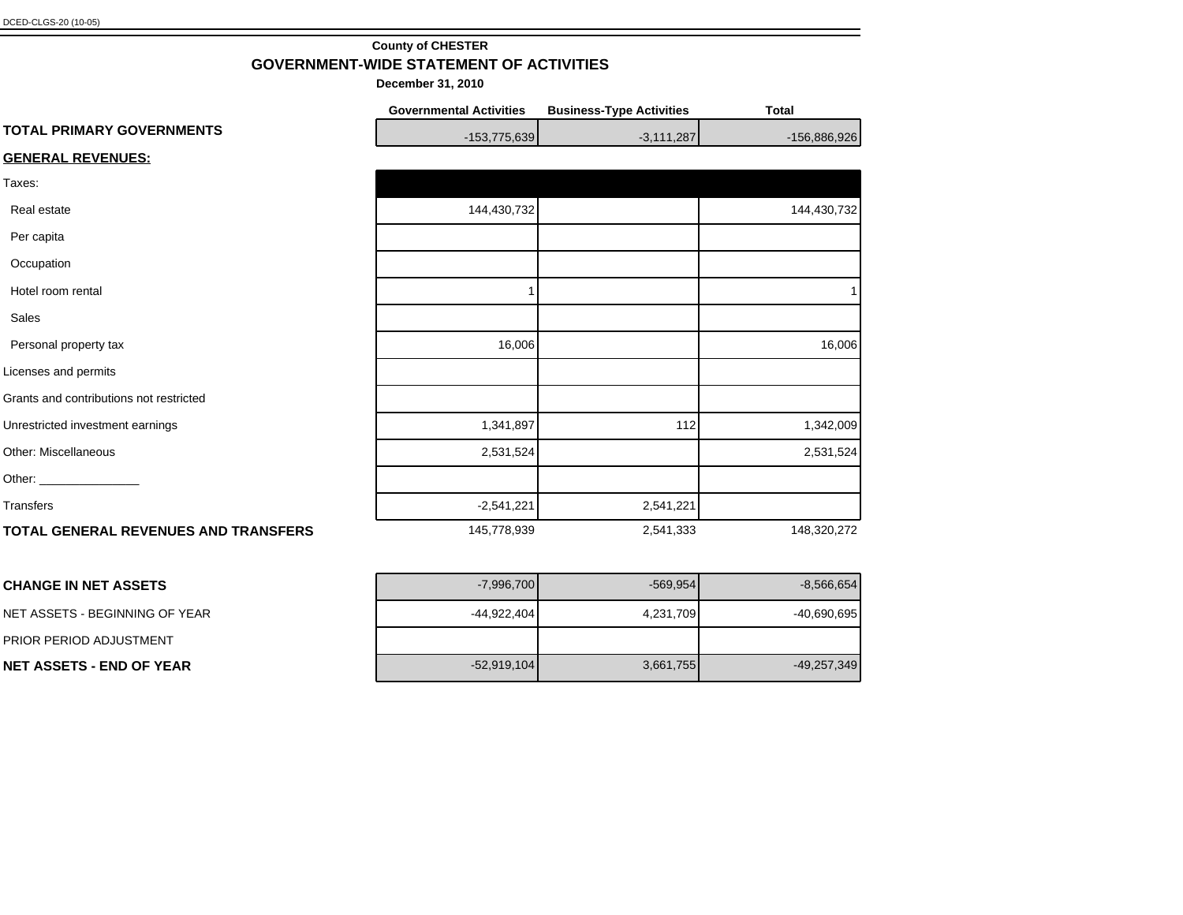DCED-CLGS-20 (10-05)

**County of CHESTER**

# GOVERNMENT-WIDE STATEMENT OF ACTIVITIES

**December 31, 2010**

| | Governmental Activities | Business-Type Activities | Total |
|---|---|---|---|
| **TOTAL PRIMARY GOVERNMENTS** | -153,775,639 | -3,111,287 | -156,886,926 |
| **GENERAL REVENUES:** | | | |
| Taxes: | | | |
| Real estate | 144,430,732 | | 144,430,732 |
| Per capita | | | |
| Occupation | | | |
| Hotel room rental | 1 | | 1 |
| Sales | | | |
| Personal property tax | 16,006 | | 16,006 |
| Licenses and permits | | | |
| Grants and contributions not restricted | | | |
| Unrestricted investment earnings | 1,341,897 | 112 | 1,342,009 |
| Other: Miscellaneous | 2,531,524 | | 2,531,524 |
| Other: _______________ | | | |
| Transfers | -2,541,221 | 2,541,221 | |
| **TOTAL GENERAL REVENUES AND TRANSFERS** | 145,778,939 | 2,541,333 | 148,320,272 |
| **CHANGE IN NET ASSETS** | -7,996,700 | -569,954 | -8,566,654 |
| NET ASSETS - BEGINNING OF YEAR | -44,922,404 | 4,231,709 | -40,690,695 |
| PRIOR PERIOD ADJUSTMENT | | | |
| **NET ASSETS - END OF YEAR** | -52,919,104 | 3,661,755 | -49,257,349 |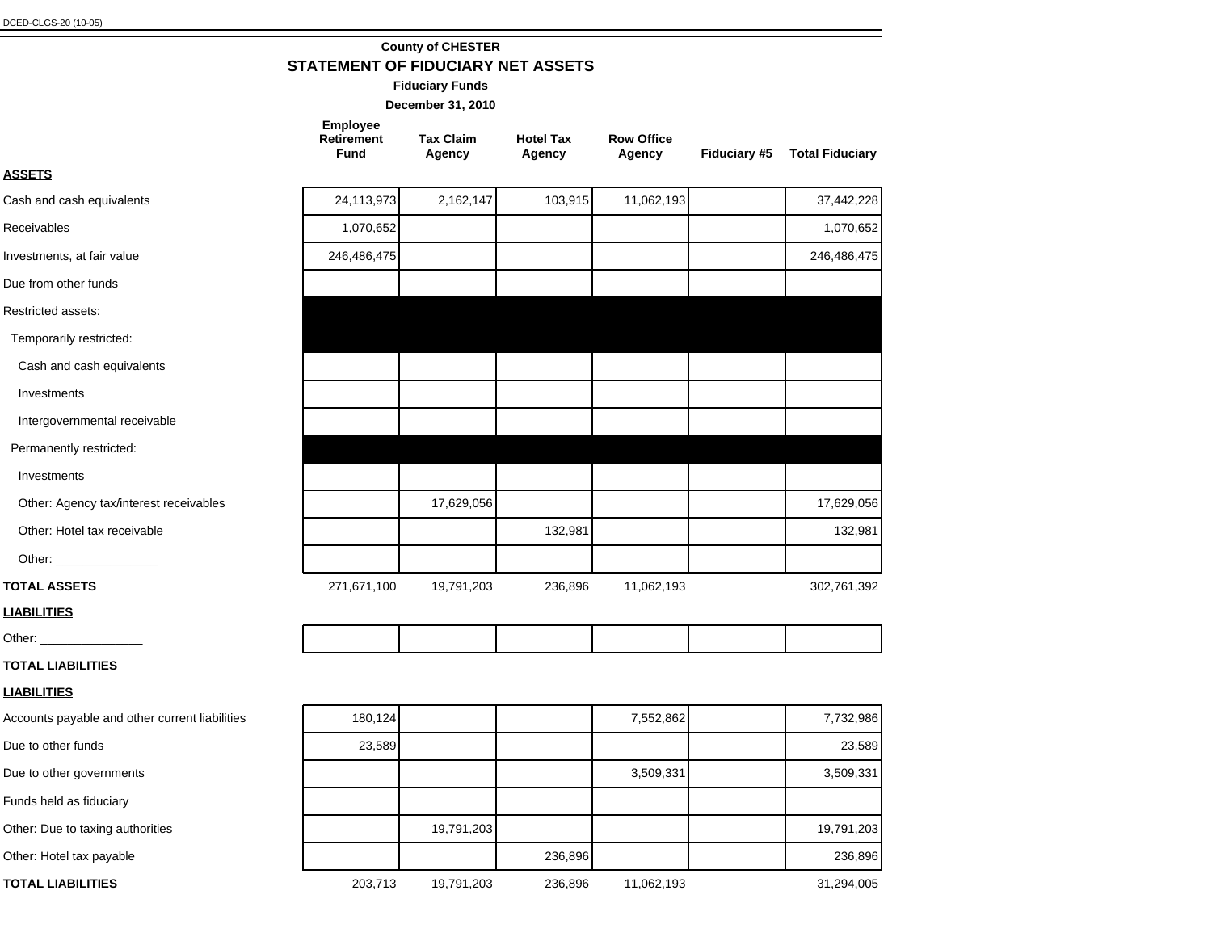DCED-CLGS-20 (10-05)

## County of CHESTER

# STATEMENT OF FIDUCIARY NET ASSETS

### Fiduciary Funds

### December 31, 2010

| | Employee Retirement Fund | Tax Claim Agency | Hotel Tax Agency | Row Office Agency | Fiduciary #5 | Total Fiduciary |
|---|---|---|---|---|---|---|
| **ASSETS** | | | | | | |
| Cash and cash equivalents | 24,113,973 | 2,162,147 | 103,915 | 11,062,193 | | 37,442,228 |
| Receivables | 1,070,652 | | | | | 1,070,652 |
| Investments, at fair value | 246,486,475 | | | | | 246,486,475 |
| Due from other funds | | | | | | |
| Restricted assets: | | | | | | |
| Temporarily restricted: | | | | | | |
| Cash and cash equivalents | | | | | | |
| Investments | | | | | | |
| Intergovernmental receivable | | | | | | |
| Permanently restricted: | | | | | | |
| Investments | | | | | | |
| Other: Agency tax/interest receivables | | 17,629,056 | | | | 17,629,056 |
| Other: Hotel tax receivable | | | 132,981 | | | 132,981 |
| Other: _______________ | | | | | | |
| **TOTAL ASSETS** | 271,671,100 | 19,791,203 | 236,896 | 11,062,193 | | 302,761,392 |
| **LIABILITIES** | | | | | | |
| Other: _______________ | | | | | | |
| **TOTAL LIABILITIES** | | | | | | |
| **LIABILITIES** | | | | | | |
| Accounts payable and other current liabilities | 180,124 | | | 7,552,862 | | 7,732,986 |
| Due to other funds | 23,589 | | | | | 23,589 |
| Due to other governments | | | | 3,509,331 | | 3,509,331 |
| Funds held as fiduciary | | | | | | |
| Other: Due to taxing authorities | | 19,791,203 | | | | 19,791,203 |
| Other: Hotel tax payable | | | 236,896 | | | 236,896 |
| **TOTAL LIABILITIES** | 203,713 | 19,791,203 | 236,896 | 11,062,193 | | 31,294,005 |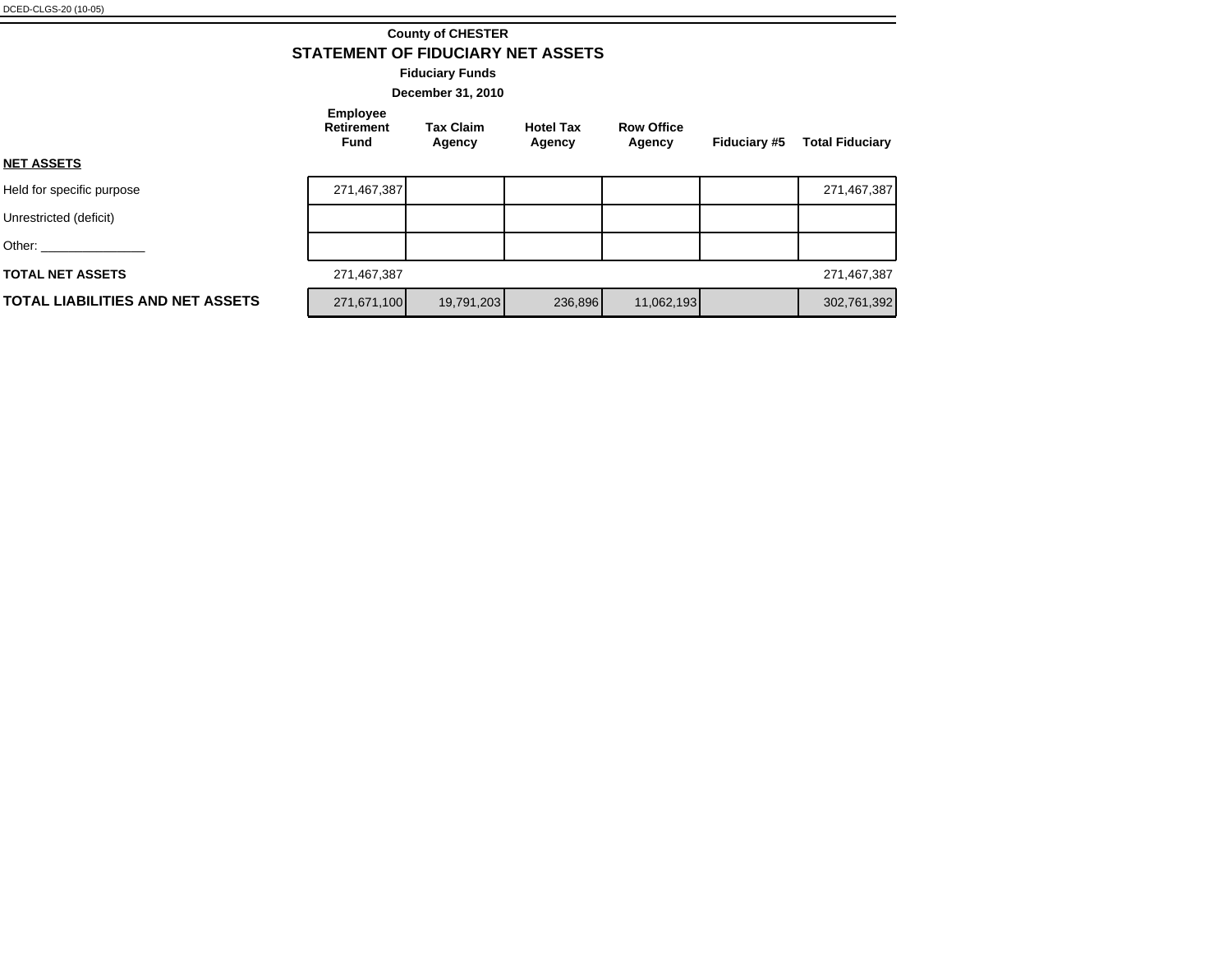DCED-CLGS-20 (10-05)

**County of CHESTER**

## STATEMENT OF FIDUCIARY NET ASSETS

**Fiduciary Funds**

**December 31, 2010**

| | Employee Retirement Fund | Tax Claim Agency | Hotel Tax Agency | Row Office Agency | Fiduciary #5 | Total Fiduciary |
|---|---|---|---|---|---|---|
| **NET ASSETS** | | | | | | |
| Held for specific purpose | 271,467,387 | | | | | 271,467,387 |
| Unrestricted (deficit) | | | | | | |
| Other: _______________ | | | | | | |
| **TOTAL NET ASSETS** | 271,467,387 | | | | | 271,467,387 |
| **TOTAL LIABILITIES AND NET ASSETS** | 271,671,100 | 19,791,203 | 236,896 | 11,062,193 | | 302,761,392 |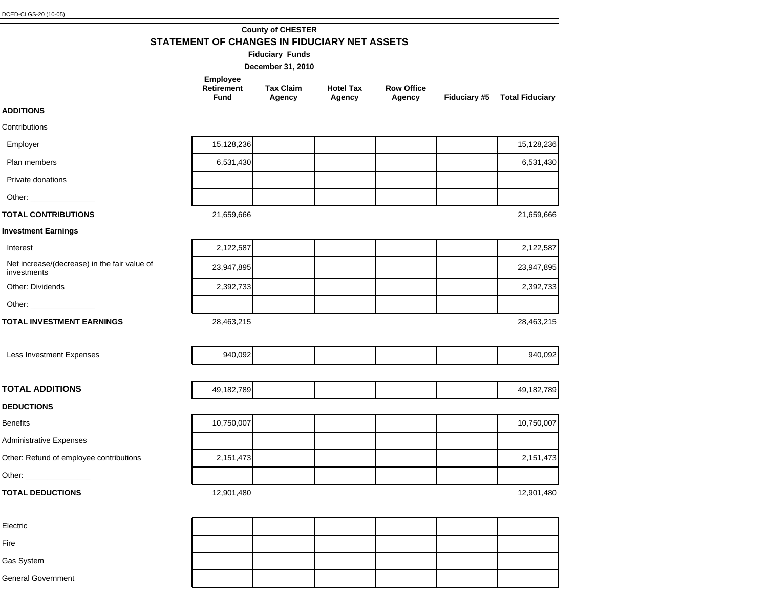DCED-CLGS-20 (10-05)

**County of CHESTER**

## STATEMENT OF CHANGES IN FIDUCIARY NET ASSETS

**Fiduciary Funds**

**December 31, 2010**

| | Employee Retirement Fund | Tax Claim Agency | Hotel Tax Agency | Row Office Agency | Fiduciary #5 | Total Fiduciary |
|---|---|---|---|---|---|---|
| **ADDITIONS** | | | | | | |
| Contributions | | | | | | |
| Employer | 15,128,236 | | | | | 15,128,236 |
| Plan members | 6,531,430 | | | | | 6,531,430 |
| Private donations | | | | | | |
| Other: _______________ | | | | | | |
| **TOTAL CONTRIBUTIONS** | 21,659,666 | | | | | 21,659,666 |
| **Investment Earnings** | | | | | | |
| Interest | 2,122,587 | | | | | 2,122,587 |
| Net increase/(decrease) in the fair value of investments | 23,947,895 | | | | | 23,947,895 |
| Other: Dividends | 2,392,733 | | | | | 2,392,733 |
| Other: _______________ | | | | | | |
| **TOTAL INVESTMENT EARNINGS** | 28,463,215 | | | | | 28,463,215 |
| Less Investment Expenses | 940,092 | | | | | 940,092 |
| **TOTAL ADDITIONS** | 49,182,789 | | | | | 49,182,789 |
| **DEDUCTIONS** | | | | | | |
| Benefits | 10,750,007 | | | | | 10,750,007 |
| Administrative Expenses | | | | | | |
| Other: Refund of employee contributions | 2,151,473 | | | | | 2,151,473 |
| Other: _______________ | | | | | | |
| **TOTAL DEDUCTIONS** | 12,901,480 | | | | | 12,901,480 |
| Electric | | | | | | |
| Fire | | | | | | |
| Gas System | | | | | | |
| General Government | | | | | | |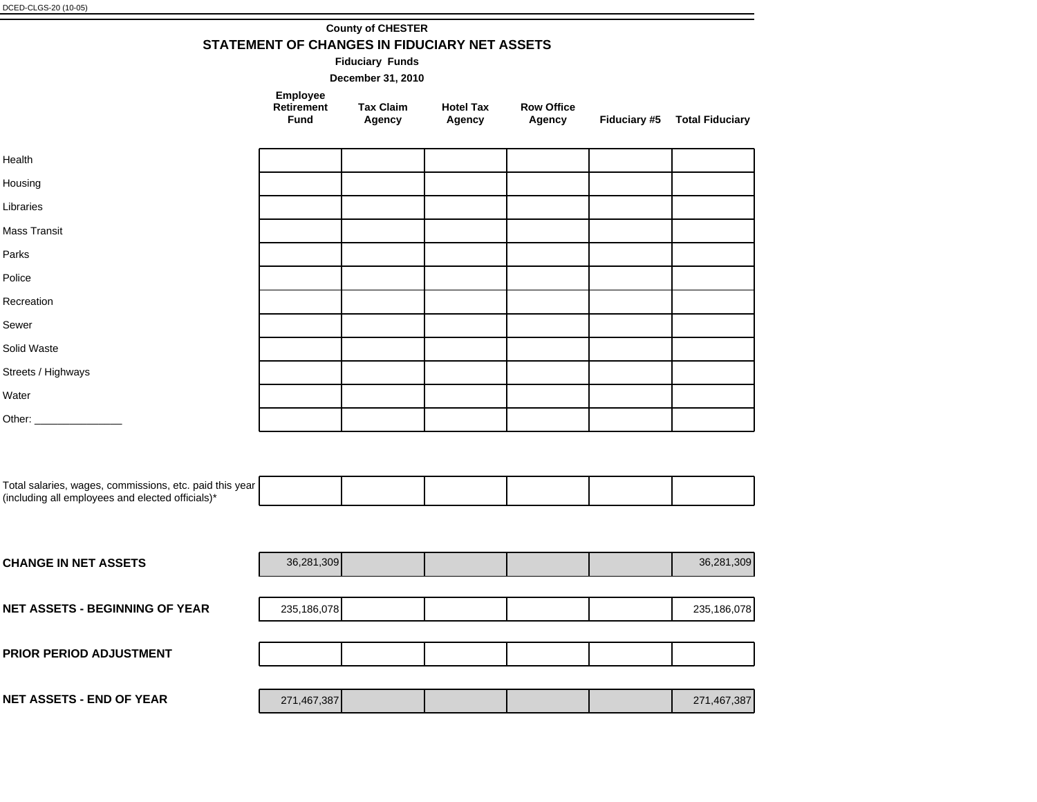DCED-CLGS-20 (10-05)

**County of CHESTER**

## STATEMENT OF CHANGES IN FIDUCIARY NET ASSETS

**Fiduciary Funds**

**December 31, 2010**

| | Employee Retirement Fund | Tax Claim Agency | Hotel Tax Agency | Row Office Agency | Fiduciary #5 | Total Fiduciary |
|---|---|---|---|---|---|---|
| Health | | | | | | |
| Housing | | | | | | |
| Libraries | | | | | | |
| Mass Transit | | | | | | |
| Parks | | | | | | |
| Police | | | | | | |
| Recreation | | | | | | |
| Sewer | | | | | | |
| Solid Waste | | | | | | |
| Streets / Highways | | | | | | |
| Water | | | | | | |
| Other: _______________ | | | | | | |
| Total salaries, wages, commissions, etc. paid this year (including all employees and elected officials)* | | | | | | |
| **CHANGE IN NET ASSETS** | 36,281,309 | | | | | 36,281,309 |
| **NET ASSETS - BEGINNING OF YEAR** | 235,186,078 | | | | | 235,186,078 |
| **PRIOR PERIOD ADJUSTMENT** | | | | | | |
| **NET ASSETS - END OF YEAR** | 271,467,387 | | | | | 271,467,387 |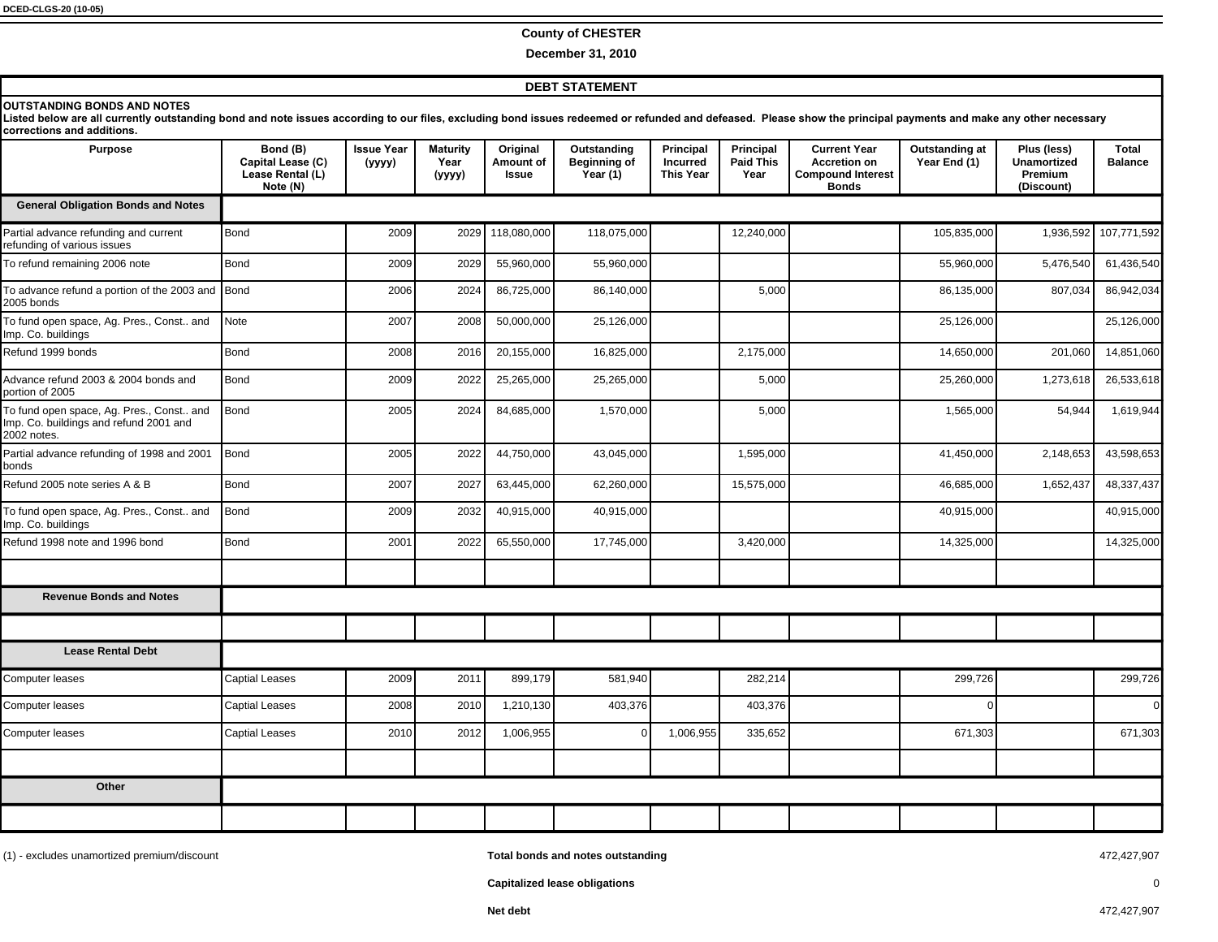DCED-CLGS-20 (10-05)

**County of CHESTER**

**December 31, 2010**

## DEBT STATEMENT

**OUTSTANDING BONDS AND NOTES**

**Listed below are all currently outstanding bond and note issues according to our files, excluding bond issues redeemed or refunded and defeased. Please show the principal payments and make any other necessary corrections and additions.**

| Purpose | Bond (B) Capital Lease (C) Lease Rental (L) Note (N) | Issue Year (yyyy) | Maturity Year (yyyy) | Original Amount of Issue | Outstanding Beginning of Year (1) | Principal Incurred This Year | Principal Paid This Year | Current Year Accretion on Compound Interest Bonds | Outstanding at Year End (1) | Plus (less) Unamortized Premium (Discount) | Total Balance |
|---|---|---|---|---|---|---|---|---|---|---|---|
| **General Obligation Bonds and Notes** | | | | | | | | | | | |
| Partial advance refunding and current refunding of various issues | Bond | 2009 | 2029 | 118,080,000 | 118,075,000 | | 12,240,000 | | 105,835,000 | 1,936,592 | 107,771,592 |
| To refund remaining 2006 note | Bond | 2009 | 2029 | 55,960,000 | 55,960,000 | | | | 55,960,000 | 5,476,540 | 61,436,540 |
| To advance refund a portion of the 2003 and 2005 bonds | Bond | 2006 | 2024 | 86,725,000 | 86,140,000 | | 5,000 | | 86,135,000 | 807,034 | 86,942,034 |
| To fund open space, Ag. Pres., Const.. and Imp. Co. buildings | Note | 2007 | 2008 | 50,000,000 | 25,126,000 | | | | 25,126,000 | | 25,126,000 |
| Refund 1999 bonds | Bond | 2008 | 2016 | 20,155,000 | 16,825,000 | | 2,175,000 | | 14,650,000 | 201,060 | 14,851,060 |
| Advance refund 2003 & 2004 bonds and portion of 2005 | Bond | 2009 | 2022 | 25,265,000 | 25,265,000 | | 5,000 | | 25,260,000 | 1,273,618 | 26,533,618 |
| To fund open space, Ag. Pres., Const.. and Imp. Co. buildings and refund 2001 and 2002 notes. | Bond | 2005 | 2024 | 84,685,000 | 1,570,000 | | 5,000 | | 1,565,000 | 54,944 | 1,619,944 |
| Partial advance refunding of 1998 and 2001 bonds | Bond | 2005 | 2022 | 44,750,000 | 43,045,000 | | 1,595,000 | | 41,450,000 | 2,148,653 | 43,598,653 |
| Refund 2005 note series A & B | Bond | 2007 | 2027 | 63,445,000 | 62,260,000 | | 15,575,000 | | 46,685,000 | 1,652,437 | 48,337,437 |
| To fund open space, Ag. Pres., Const.. and Imp. Co. buildings | Bond | 2009 | 2032 | 40,915,000 | 40,915,000 | | | | 40,915,000 | | 40,915,000 |
| Refund 1998 note and 1996 bond | Bond | 2001 | 2022 | 65,550,000 | 17,745,000 | | 3,420,000 | | 14,325,000 | | 14,325,000 |
| | | | | | | | | | | | |
| **Revenue Bonds and Notes** | | | | | | | | | | | |
| | | | | | | | | | | | |
| **Lease Rental Debt** | | | | | | | | | | | |
| Computer leases | Captial Leases | 2009 | 2011 | 899,179 | 581,940 | | 282,214 | | 299,726 | | 299,726 |
| Computer leases | Captial Leases | 2008 | 2010 | 1,210,130 | 403,376 | | 403,376 | | 0 | | 0 |
| Computer leases | Captial Leases | 2010 | 2012 | 1,006,955 | 0 | 1,006,955 | 335,652 | | 671,303 | | 671,303 |
| | | | | | | | | | | | |
| **Other** | | | | | | | | | | | |
| | | | | | | | | | | | |

(1) - excludes unamortized premium/discount

| | |
|---|---|
| **Total bonds and notes outstanding** | 472,427,907 |
| **Capitalized lease obligations** | 0 |
| **Net debt** | 472,427,907 |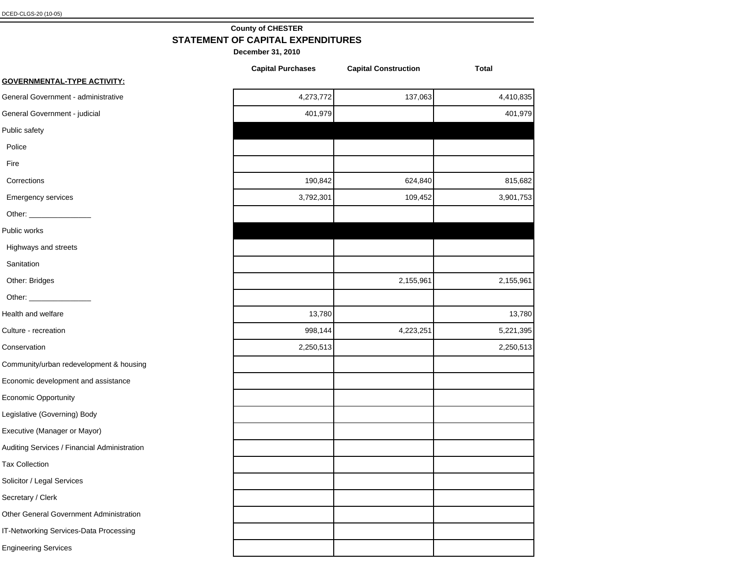DCED-CLGS-20 (10-05)

**County of CHESTER**

## STATEMENT OF CAPITAL EXPENDITURES

**December 31, 2010**

| | Capital Purchases | Capital Construction | Total |
|---|---|---|---|
| **GOVERNMENTAL-TYPE ACTIVITY:** | | | |
| General Government - administrative | 4,273,772 | 137,063 | 4,410,835 |
| General Government - judicial | 401,979 | | 401,979 |
| Public safety | | | |
| Police | | | |
| Fire | | | |
| Corrections | 190,842 | 624,840 | 815,682 |
| Emergency services | 3,792,301 | 109,452 | 3,901,753 |
| Other: _______________ | | | |
| Public works | | | |
| Highways and streets | | | |
| Sanitation | | | |
| Other: Bridges | | 2,155,961 | 2,155,961 |
| Other: _______________ | | | |
| Health and welfare | 13,780 | | 13,780 |
| Culture - recreation | 998,144 | 4,223,251 | 5,221,395 |
| Conservation | 2,250,513 | | 2,250,513 |
| Community/urban redevelopment & housing | | | |
| Economic development and assistance | | | |
| Economic Opportunity | | | |
| Legislative (Governing) Body | | | |
| Executive (Manager or Mayor) | | | |
| Auditing Services / Financial Administration | | | |
| Tax Collection | | | |
| Solicitor / Legal Services | | | |
| Secretary / Clerk | | | |
| Other General Government Administration | | | |
| IT-Networking Services-Data Processing | | | |
| Engineering Services | | | |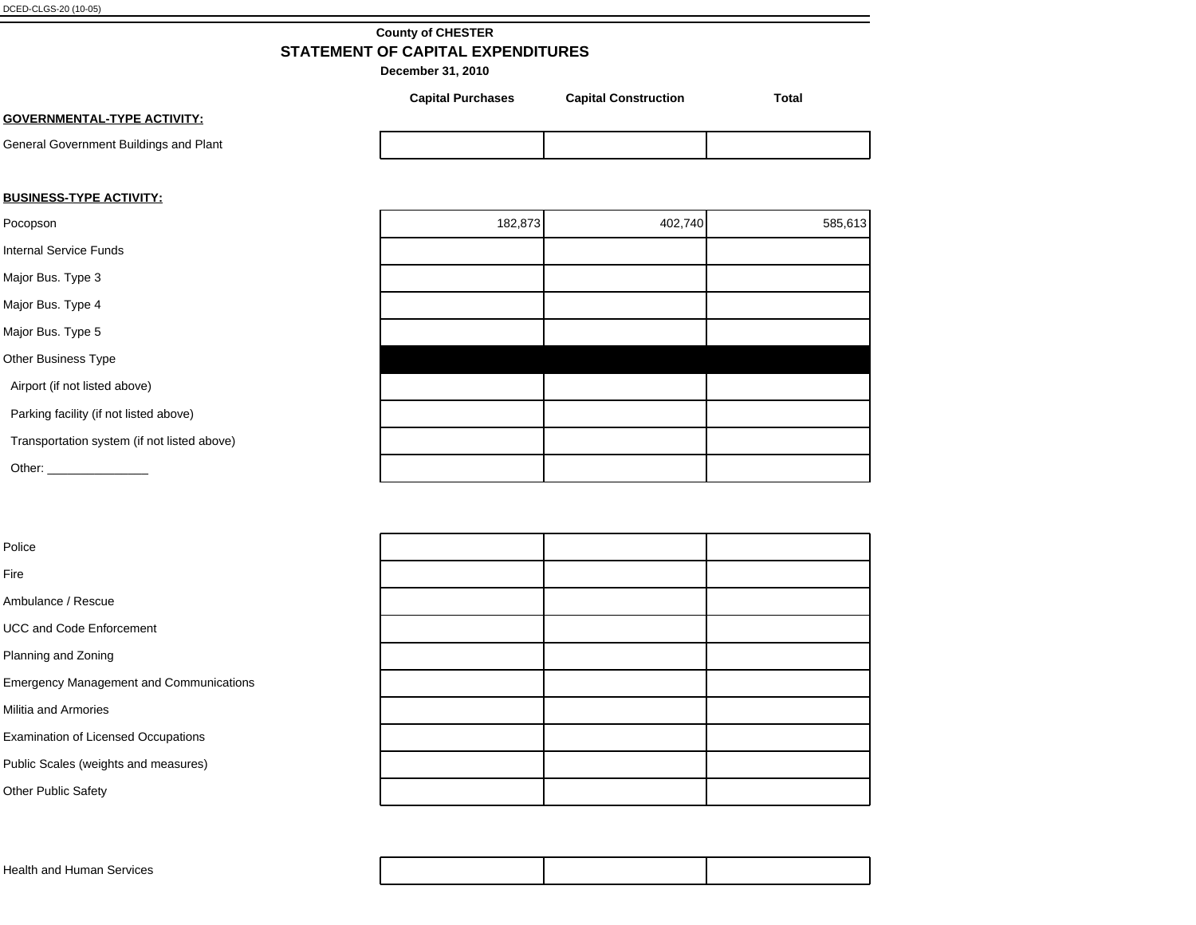DCED-CLGS-20 (10-05)

**County of CHESTER**

## STATEMENT OF CAPITAL EXPENDITURES

**December 31, 2010**

| | Capital Purchases | Capital Construction | Total |
|---|---|---|---|
| **GOVERNMENTAL-TYPE ACTIVITY:** | | | |
| General Government Buildings and Plant | | | |
| | | | |
| **BUSINESS-TYPE ACTIVITY:** | | | |
| Pocopson | 182,873 | 402,740 | 585,613 |
| Internal Service Funds | | | |
| Major Bus. Type 3 | | | |
| Major Bus. Type 4 | | | |
| Major Bus. Type 5 | | | |
| Other Business Type | | | |
| Airport (if not listed above) | | | |
| Parking facility (if not listed above) | | | |
| Transportation system (if not listed above) | | | |
| Other: _______________ | | | |
| | | | |
| Police | | | |
| Fire | | | |
| Ambulance / Rescue | | | |
| UCC and Code Enforcement | | | |
| Planning and Zoning | | | |
| Emergency Management and Communications | | | |
| Militia and Armories | | | |
| Examination of Licensed Occupations | | | |
| Public Scales (weights and measures) | | | |
| Other Public Safety | | | |
| | | | |
| Health and Human Services | | | |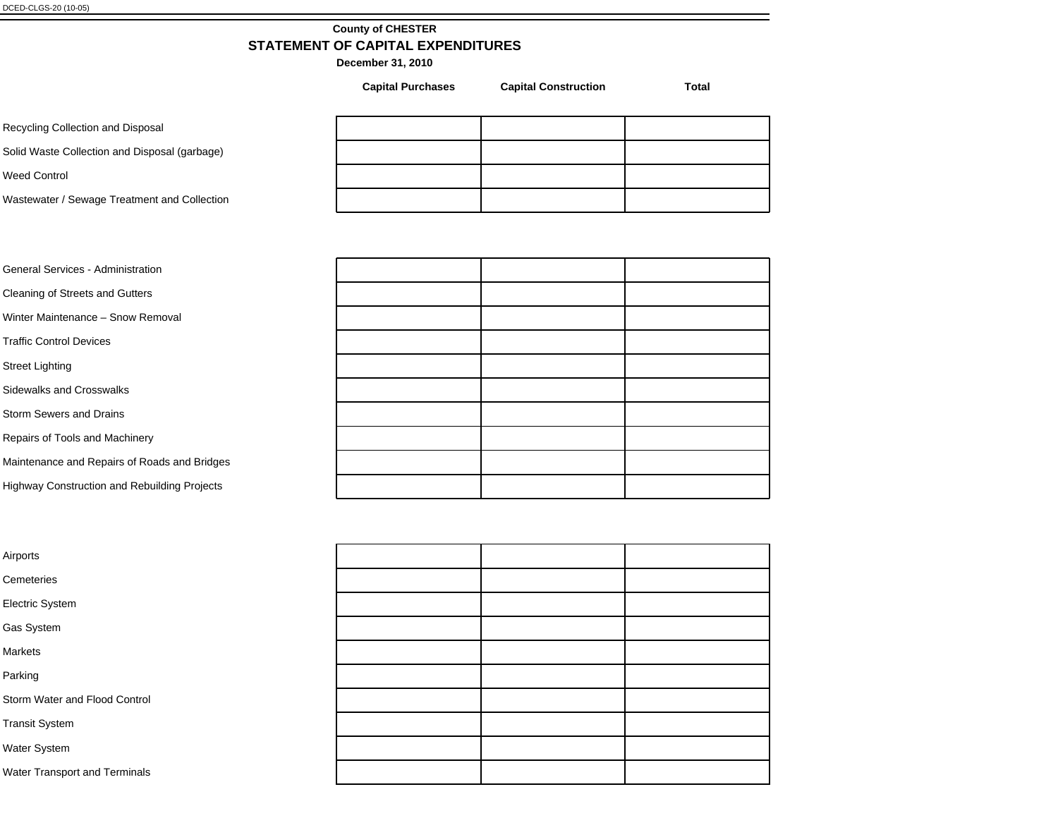DCED-CLGS-20 (10-05)

**County of CHESTER**

## STATEMENT OF CAPITAL EXPENDITURES

**December 31, 2010**

| | Capital Purchases | Capital Construction | Total |
|---|---|---|---|
| Recycling Collection and Disposal | | | |
| Solid Waste Collection and Disposal (garbage) | | | |
| Weed Control | | | |
| Wastewater / Sewage Treatment and Collection | | | |

| | Capital Purchases | Capital Construction | Total |
|---|---|---|---|
| General Services - Administration | | | |
| Cleaning of Streets and Gutters | | | |
| Winter Maintenance – Snow Removal | | | |
| Traffic Control Devices | | | |
| Street Lighting | | | |
| Sidewalks and Crosswalks | | | |
| Storm Sewers and Drains | | | |
| Repairs of Tools and Machinery | | | |
| Maintenance and Repairs of Roads and Bridges | | | |
| Highway Construction and Rebuilding Projects | | | |

| | Capital Purchases | Capital Construction | Total |
|---|---|---|---|
| Airports | | | |
| Cemeteries | | | |
| Electric System | | | |
| Gas System | | | |
| Markets | | | |
| Parking | | | |
| Storm Water and Flood Control | | | |
| Transit System | | | |
| Water System | | | |
| Water Transport and Terminals | | | |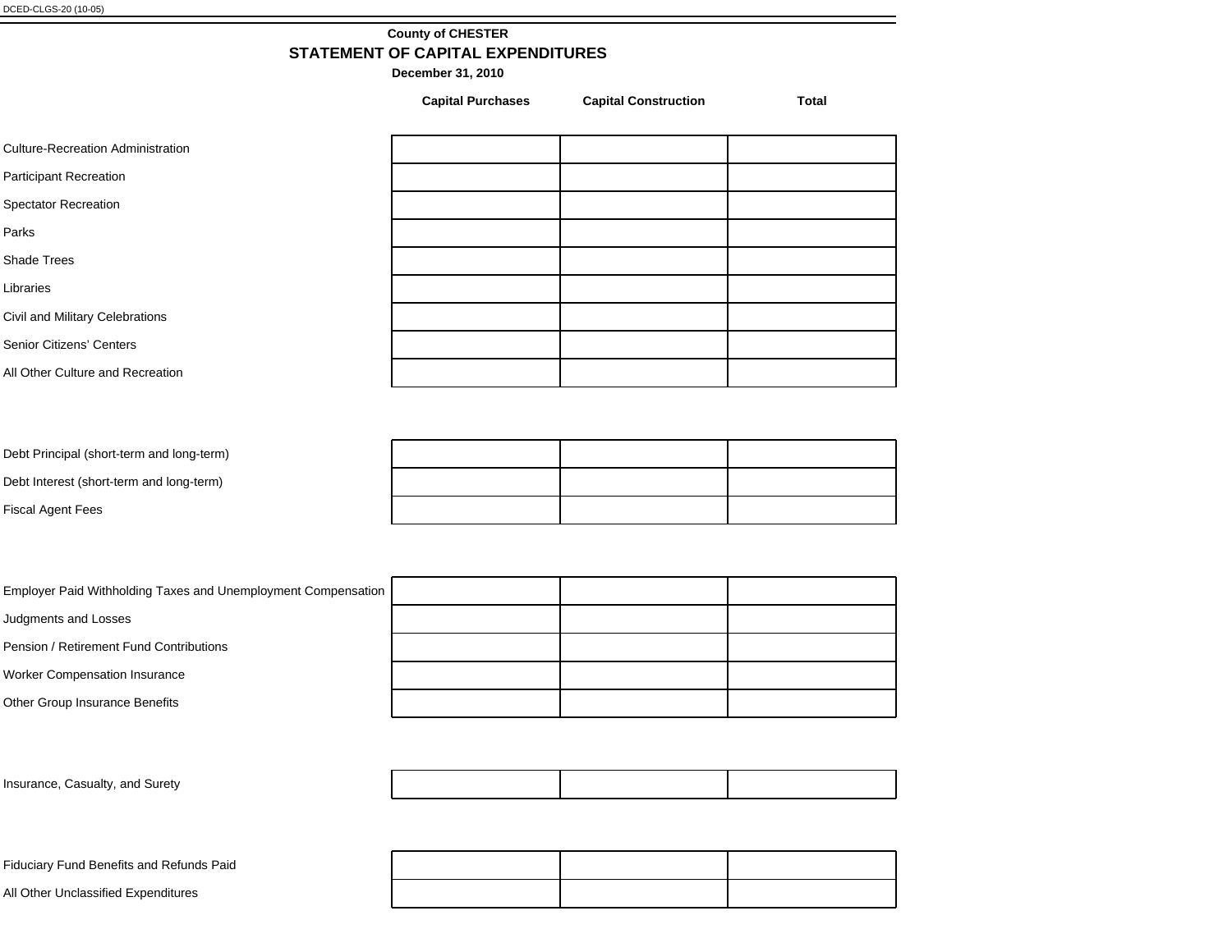DCED-CLGS-20 (10-05)

**County of CHESTER**

## STATEMENT OF CAPITAL EXPENDITURES

**December 31, 2010**

| | Capital Purchases | Capital Construction | Total |
|---|---|---|---|
| Culture-Recreation Administration | | | |
| Participant Recreation | | | |
| Spectator Recreation | | | |
| Parks | | | |
| Shade Trees | | | |
| Libraries | | | |
| Civil and Military Celebrations | | | |
| Senior Citizens' Centers | | | |
| All Other Culture and Recreation | | | |
| | | | |
| Debt Principal (short-term and long-term) | | | |
| Debt Interest (short-term and long-term) | | | |
| Fiscal Agent Fees | | | |
| | | | |
| Employer Paid Withholding Taxes and Unemployment Compensation | | | |
| Judgments and Losses | | | |
| Pension / Retirement Fund Contributions | | | |
| Worker Compensation Insurance | | | |
| Other Group Insurance Benefits | | | |
| | | | |
| Insurance, Casualty, and Surety | | | |
| | | | |
| Fiduciary Fund Benefits and Refunds Paid | | | |
| All Other Unclassified Expenditures | | | |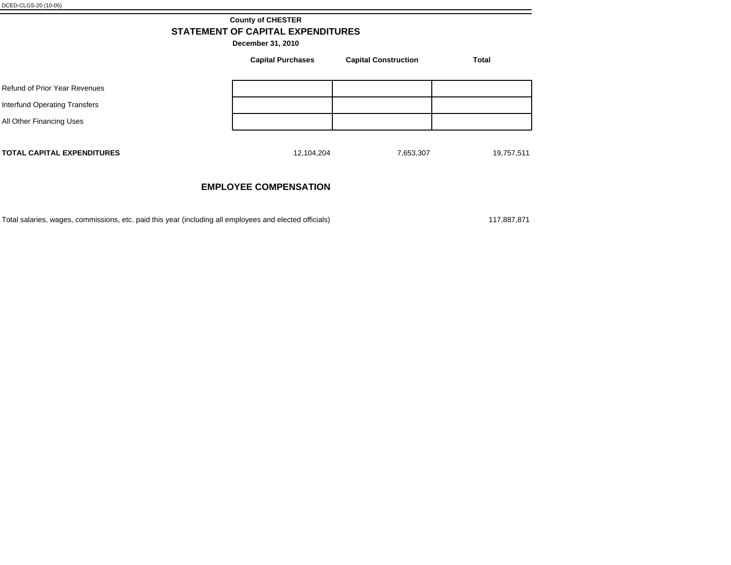DCED-CLGS-20 (10-05)

**County of CHESTER**

## STATEMENT OF CAPITAL EXPENDITURES

**December 31, 2010**

| | Capital Purchases | Capital Construction | Total |
|---|---|---|---|
| Refund of Prior Year Revenues | | | |
| Interfund Operating Transfers | | | |
| All Other Financing Uses | | | |
| **TOTAL CAPITAL EXPENDITURES** | 12,104,204 | 7,653,307 | 19,757,511 |

## EMPLOYEE COMPENSATION

| | |
|---|---|
| Total salaries, wages, commissions, etc. paid this year (including all employees and elected officials) | 117,887,871 |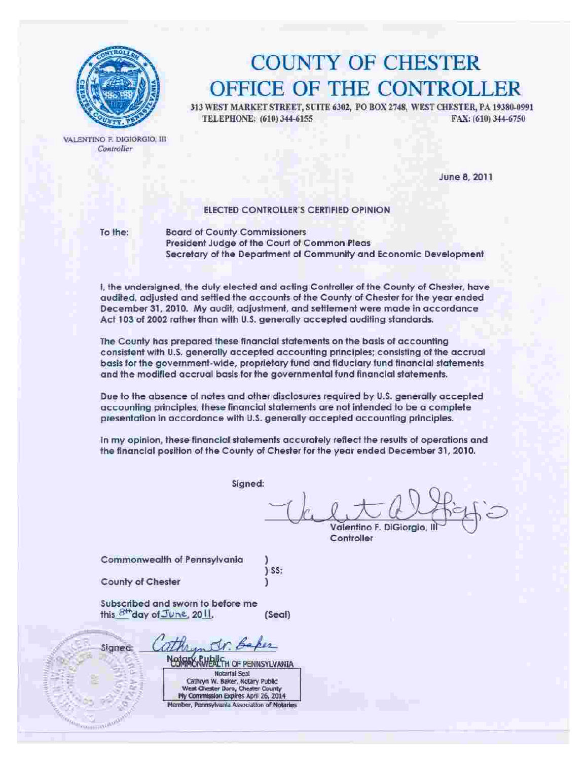# COUNTY OF CHESTER
# OFFICE OF THE CONTROLLER

313 WEST MARKET STREET, SUITE 6302, PO BOX 2748, WEST CHESTER, PA 19380-0991
TELEPHONE: (610) 344-6155 FAX: (610) 344-6750

VALENTINO F. DIGIORGIO, III
*Controller*

June 8, 2011

**ELECTED CONTROLLER'S CERTIFIED OPINION**

To the: Board of County Commissioners
President Judge of the Court of Common Pleas
Secretary of the Department of Community and Economic Development

I, the undersigned, the duly elected and acting Controller of the County of Chester, have audited, adjusted and settled the accounts of the County of Chester for the year ended December 31, 2010. My audit, adjustment, and settlement were made in accordance Act 103 of 2002 rather than with U.S. generally accepted auditing standards.

The County has prepared these financial statements on the basis of accounting consistent with U.S. generally accepted accounting principles; consisting of the accrual basis for the government-wide, proprietary fund and fiduciary fund financial statements and the modified accrual basis for the governmental fund financial statements.

Due to the absence of notes and other disclosures required by U.S. generally accepted accounting principles, these financial statements are not intended to be a complete presentation in accordance with U.S. generally accepted accounting principles.

In my opinion, these financial statements accurately reflect the results of operations and the financial position of the County of Chester for the year ended December 31, 2010.

Signed:

Valentino F. DiGiorgio, III
Controller

Commonwealth of Pennsylvania )
) SS:
County of Chester )

Subscribed and sworn to before me
this 8th day of June, 2011. (Seal)

Signed: Cathryn W. Baker
Notary Public

COMMONWEALTH OF PENNSYLVANIA
Notarial Seal
Cathryn W. Baker, Notary Public
West Chester Boro, Chester County
My Commission Expires April 26, 2014
Member, Pennsylvania Association of Notaries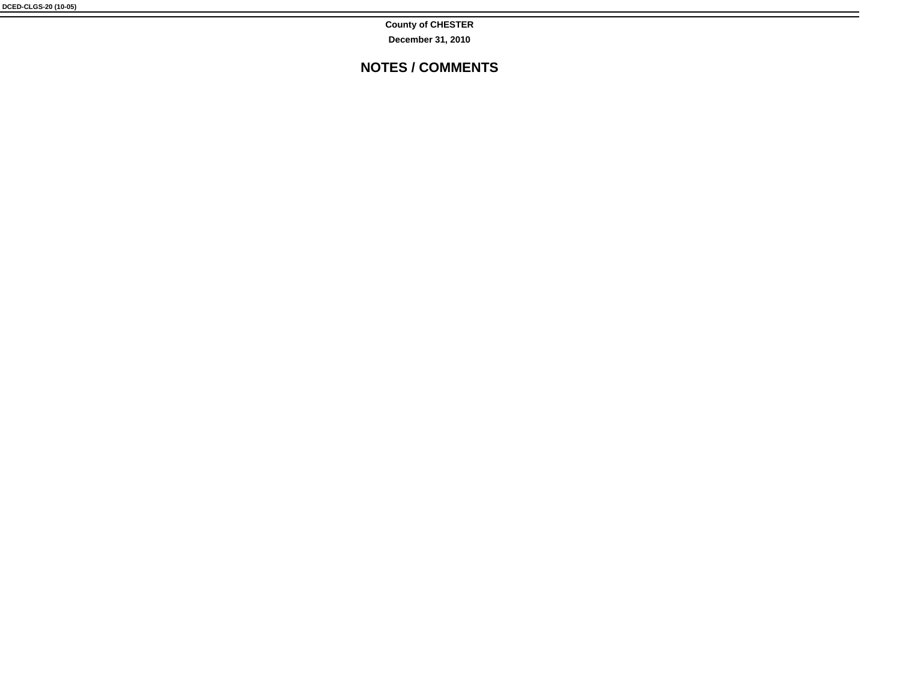County of CHESTER

December 31, 2010

# NOTES / COMMENTS